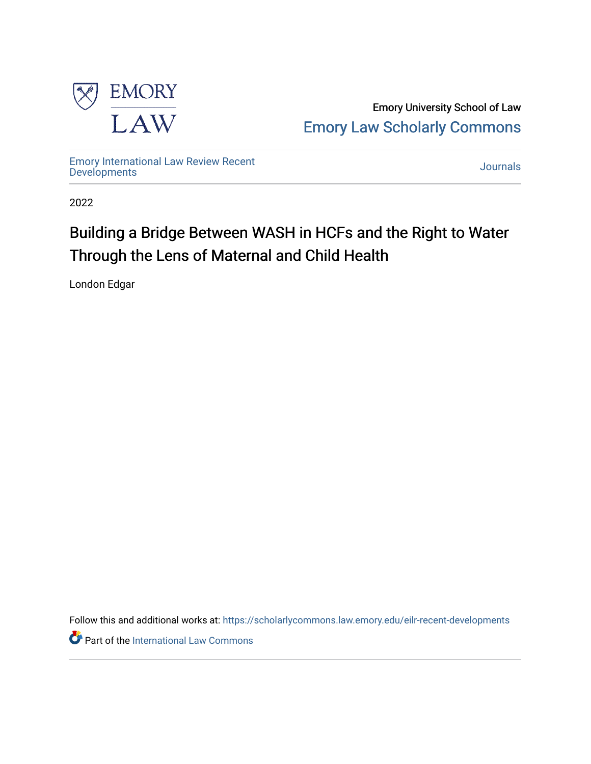Emory University School of Law

Emory Law Scholarly Commons

Emory International Law Review Recent Developments

Journals

2022

# Building a Bridge Between WASH in HCFs and the Right to Water Through the Lens of Maternal and Child Health

London Edgar

Follow this and additional works at: https://scholarlycommons.law.emory.edu/eilr-recent-developments

Part of the International Law Commons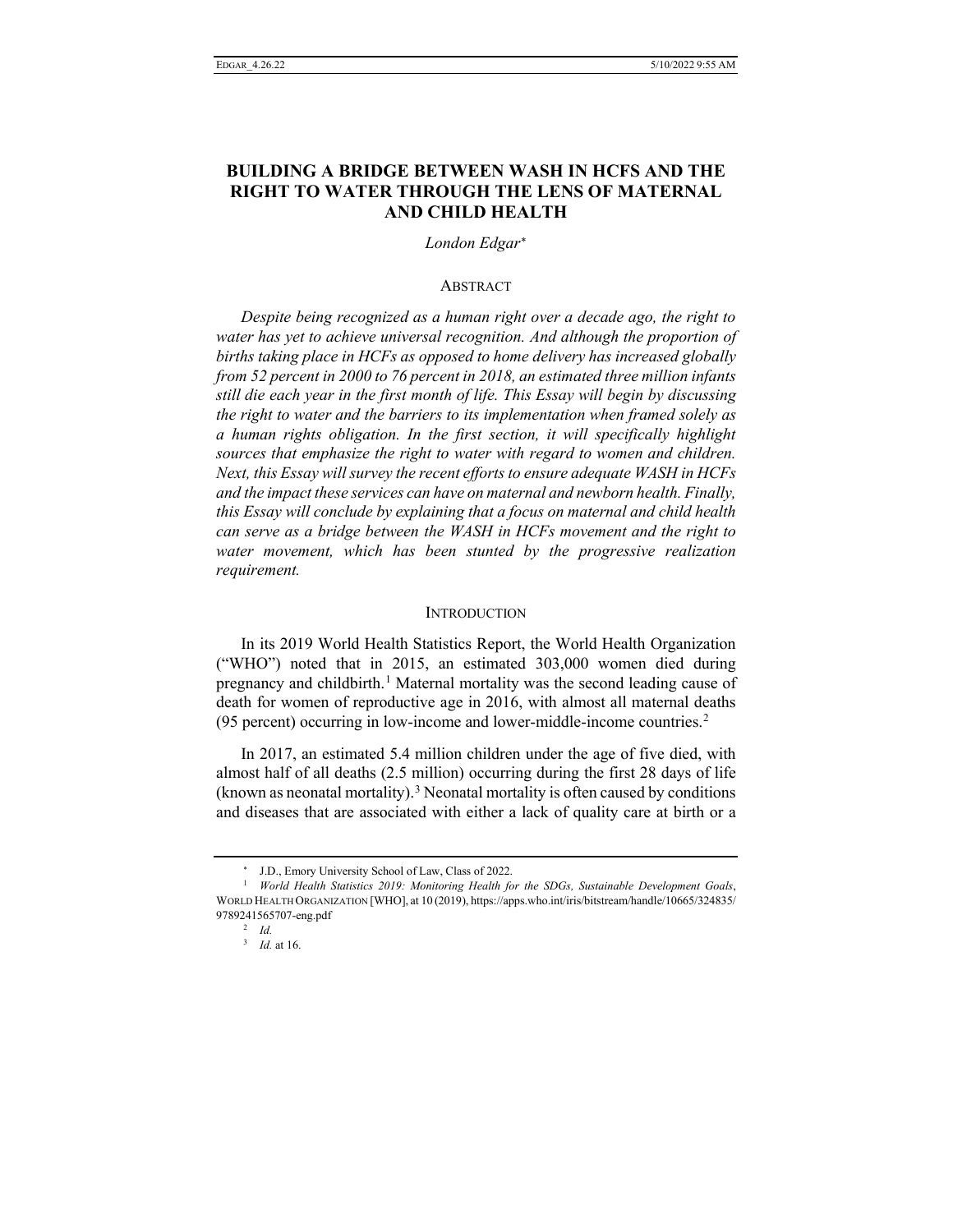# BUILDING A BRIDGE BETWEEN WASH IN HCFS AND THE RIGHT TO WATER THROUGH THE LENS OF MATERNAL AND CHILD HEALTH

*London Edgar*[*]

## ABSTRACT

*Despite being recognized as a human right over a decade ago, the right to water has yet to achieve universal recognition. And although the proportion of births taking place in HCFs as opposed to home delivery has increased globally from 52 percent in 2000 to 76 percent in 2018, an estimated three million infants still die each year in the first month of life. This Essay will begin by discussing the right to water and the barriers to its implementation when framed solely as a human rights obligation. In the first section, it will specifically highlight sources that emphasize the right to water with regard to women and children. Next, this Essay will survey the recent efforts to ensure adequate WASH in HCFs and the impact these services can have on maternal and newborn health. Finally, this Essay will conclude by explaining that a focus on maternal and child health can serve as a bridge between the WASH in HCFs movement and the right to water movement, which has been stunted by the progressive realization requirement.*

## INTRODUCTION

In its 2019 World Health Statistics Report, the World Health Organization ("WHO") noted that in 2015, an estimated 303,000 women died during pregnancy and childbirth.[1] Maternal mortality was the second leading cause of death for women of reproductive age in 2016, with almost all maternal deaths (95 percent) occurring in low-income and lower-middle-income countries.[2]

In 2017, an estimated 5.4 million children under the age of five died, with almost half of all deaths (2.5 million) occurring during the first 28 days of life (known as neonatal mortality).[3] Neonatal mortality is often caused by conditions and diseases that are associated with either a lack of quality care at birth or a

---

[*] J.D., Emory University School of Law, Class of 2022.

[1] *World Health Statistics 2019: Monitoring Health for the SDGs, Sustainable Development Goals*, WORLD HEALTH ORGANIZATION [WHO], at 10 (2019), https://apps.who.int/iris/bitstream/handle/10665/324835/9789241565707-eng.pdf

[2] *Id.*

[3] *Id.* at 16.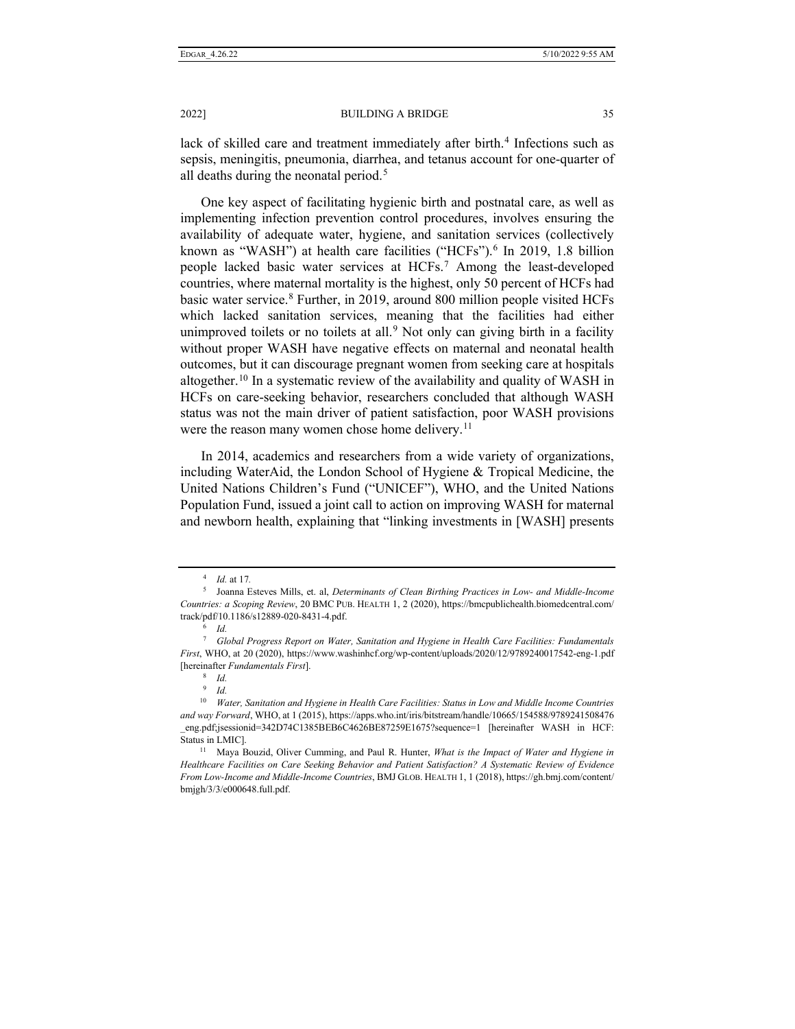lack of skilled care and treatment immediately after birth.[4] Infections such as sepsis, meningitis, pneumonia, diarrhea, and tetanus account for one-quarter of all deaths during the neonatal period.[5]

One key aspect of facilitating hygienic birth and postnatal care, as well as implementing infection prevention control procedures, involves ensuring the availability of adequate water, hygiene, and sanitation services (collectively known as "WASH") at health care facilities ("HCFs").[6] In 2019, 1.8 billion people lacked basic water services at HCFs.[7] Among the least-developed countries, where maternal mortality is the highest, only 50 percent of HCFs had basic water service.[8] Further, in 2019, around 800 million people visited HCFs which lacked sanitation services, meaning that the facilities had either unimproved toilets or no toilets at all.[9] Not only can giving birth in a facility without proper WASH have negative effects on maternal and neonatal health outcomes, but it can discourage pregnant women from seeking care at hospitals altogether.[10] In a systematic review of the availability and quality of WASH in HCFs on care-seeking behavior, researchers concluded that although WASH status was not the main driver of patient satisfaction, poor WASH provisions were the reason many women chose home delivery.[11]

In 2014, academics and researchers from a wide variety of organizations, including WaterAid, the London School of Hygiene & Tropical Medicine, the United Nations Children's Fund ("UNICEF"), WHO, and the United Nations Population Fund, issued a joint call to action on improving WASH for maternal and newborn health, explaining that "linking investments in [WASH] presents

---

[4] *Id.* at 17.

[5] Joanna Esteves Mills, et. al, *Determinants of Clean Birthing Practices in Low- and Middle-Income Countries: a Scoping Review*, 20 BMC PUB. HEALTH 1, 2 (2020), https://bmcpublichealth.biomedcentral.com/track/pdf/10.1186/s12889-020-8431-4.pdf.

[6] *Id.*

[7] *Global Progress Report on Water, Sanitation and Hygiene in Health Care Facilities: Fundamentals First*, WHO, at 20 (2020), https://www.washinhcf.org/wp-content/uploads/2020/12/9789240017542-eng-1.pdf [hereinafter *Fundamentals First*].

[8] *Id.*

[9] *Id.*

[10] *Water, Sanitation and Hygiene in Health Care Facilities: Status in Low and Middle Income Countries and way Forward*, WHO, at 1 (2015), https://apps.who.int/iris/bitstream/handle/10665/154588/9789241508476_eng.pdf;jsessionid=342D74C1385BEB6C4626BE87259E1675?sequence=1 [hereinafter WASH in HCF: Status in LMIC].

[11] Maya Bouzid, Oliver Cumming, and Paul R. Hunter, *What is the Impact of Water and Hygiene in Healthcare Facilities on Care Seeking Behavior and Patient Satisfaction? A Systematic Review of Evidence From Low-Income and Middle-Income Countries*, BMJ GLOB. HEALTH 1, 1 (2018), https://gh.bmj.com/content/bmjgh/3/3/e000648.full.pdf.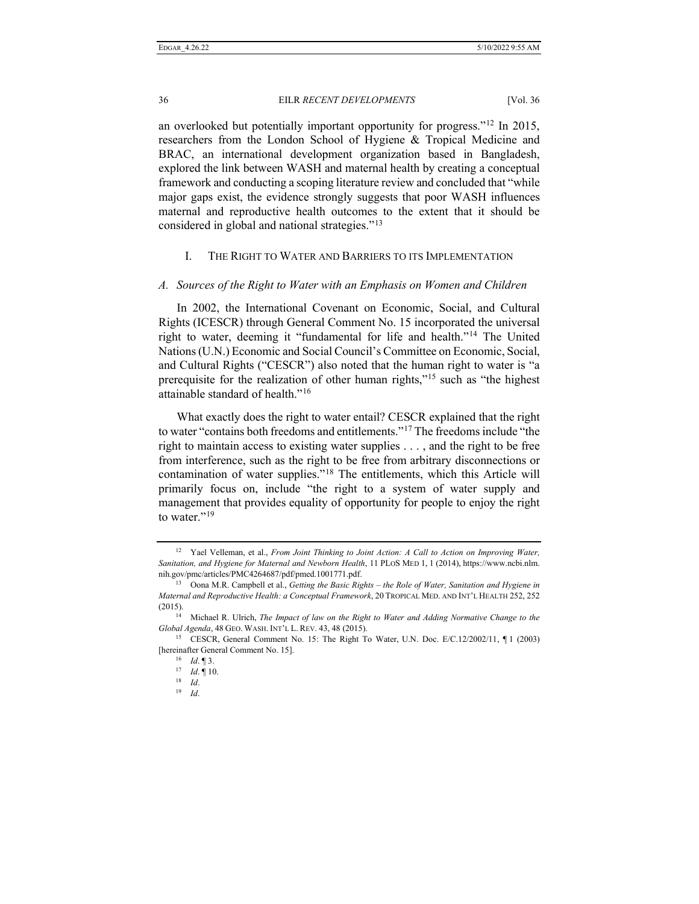an overlooked but potentially important opportunity for progress."[12] In 2015, researchers from the London School of Hygiene & Tropical Medicine and BRAC, an international development organization based in Bangladesh, explored the link between WASH and maternal health by creating a conceptual framework and conducting a scoping literature review and concluded that "while major gaps exist, the evidence strongly suggests that poor WASH influences maternal and reproductive health outcomes to the extent that it should be considered in global and national strategies."[13]

## I. The Right to Water and Barriers to its Implementation

### *A. Sources of the Right to Water with an Emphasis on Women and Children*

In 2002, the International Covenant on Economic, Social, and Cultural Rights (ICESCR) through General Comment No. 15 incorporated the universal right to water, deeming it "fundamental for life and health."[14] The United Nations (U.N.) Economic and Social Council's Committee on Economic, Social, and Cultural Rights ("CESCR") also noted that the human right to water is "a prerequisite for the realization of other human rights,"[15] such as "the highest attainable standard of health."[16]

What exactly does the right to water entail? CESCR explained that the right to water "contains both freedoms and entitlements."[17] The freedoms include "the right to maintain access to existing water supplies . . . , and the right to be free from interference, such as the right to be free from arbitrary disconnections or contamination of water supplies."[18] The entitlements, which this Article will primarily focus on, include "the right to a system of water supply and management that provides equality of opportunity for people to enjoy the right to water."[19]

---

[12] Yael Velleman, et al., *From Joint Thinking to Joint Action: A Call to Action on Improving Water, Sanitation, and Hygiene for Maternal and Newborn Health*, 11 PLoS Med 1, 1 (2014), https://www.ncbi.nlm.nih.gov/pmc/articles/PMC4264687/pdf/pmed.1001771.pdf.

[13] Oona M.R. Campbell et al., *Getting the Basic Rights – the Role of Water, Sanitation and Hygiene in Maternal and Reproductive Health: a Conceptual Framework*, 20 Tropical Med. and Int'l Health 252, 252 (2015).

[14] Michael R. Ulrich, *The Impact of law on the Right to Water and Adding Normative Change to the Global Agenda*, 48 Geo. Wash. Int'l L. Rev. 43, 48 (2015).

[15] CESCR, General Comment No. 15: The Right To Water, U.N. Doc. E/C.12/2002/11, ¶ 1 (2003) [hereinafter General Comment No. 15].

[16] *Id*. ¶ 3.

[17] *Id*. ¶ 10.

[18] *Id*.

[19] *Id*.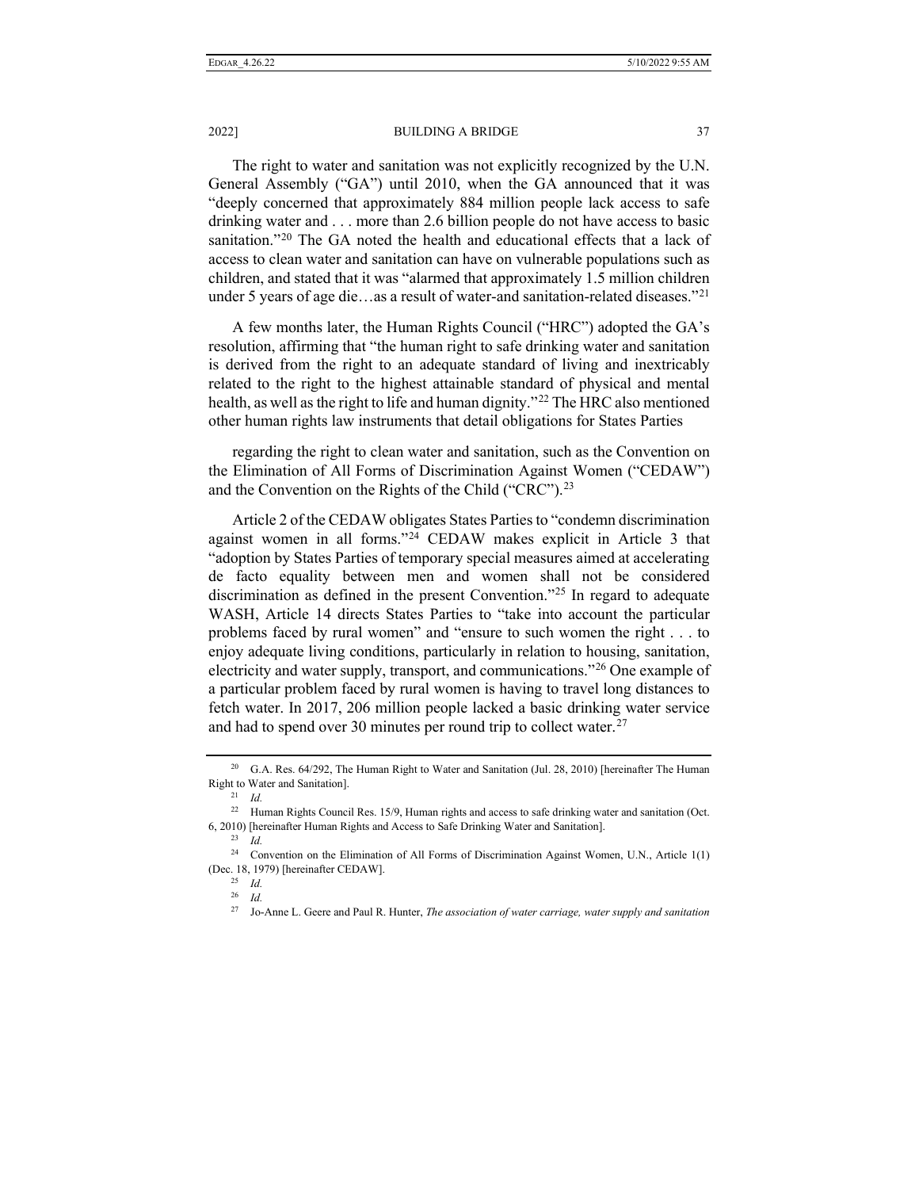The right to water and sanitation was not explicitly recognized by the U.N. General Assembly ("GA") until 2010, when the GA announced that it was "deeply concerned that approximately 884 million people lack access to safe drinking water and . . . more than 2.6 billion people do not have access to basic sanitation."[20] The GA noted the health and educational effects that a lack of access to clean water and sanitation can have on vulnerable populations such as children, and stated that it was "alarmed that approximately 1.5 million children under 5 years of age die…as a result of water-and sanitation-related diseases."[21]

A few months later, the Human Rights Council ("HRC") adopted the GA's resolution, affirming that "the human right to safe drinking water and sanitation is derived from the right to an adequate standard of living and inextricably related to the right to the highest attainable standard of physical and mental health, as well as the right to life and human dignity."[22] The HRC also mentioned other human rights law instruments that detail obligations for States Parties regarding the right to clean water and sanitation, such as the Convention on the Elimination of All Forms of Discrimination Against Women ("CEDAW") and the Convention on the Rights of the Child ("CRC").[23]

Article 2 of the CEDAW obligates States Parties to "condemn discrimination against women in all forms."[24] CEDAW makes explicit in Article 3 that "adoption by States Parties of temporary special measures aimed at accelerating de facto equality between men and women shall not be considered discrimination as defined in the present Convention."[25] In regard to adequate WASH, Article 14 directs States Parties to "take into account the particular problems faced by rural women" and "ensure to such women the right . . . to enjoy adequate living conditions, particularly in relation to housing, sanitation, electricity and water supply, transport, and communications."[26] One example of a particular problem faced by rural women is having to travel long distances to fetch water. In 2017, 206 million people lacked a basic drinking water service and had to spend over 30 minutes per round trip to collect water.[27]

---

[20] G.A. Res. 64/292, The Human Right to Water and Sanitation (Jul. 28, 2010) [hereinafter The Human Right to Water and Sanitation].

[21] *Id.*

[22] Human Rights Council Res. 15/9, Human rights and access to safe drinking water and sanitation (Oct. 6, 2010) [hereinafter Human Rights and Access to Safe Drinking Water and Sanitation].

[23] *Id.*

[24] Convention on the Elimination of All Forms of Discrimination Against Women, U.N., Article 1(1) (Dec. 18, 1979) [hereinafter CEDAW].

[25] *Id.*

[26] *Id.*

[27] Jo-Anne L. Geere and Paul R. Hunter, *The association of water carriage, water supply and sanitation*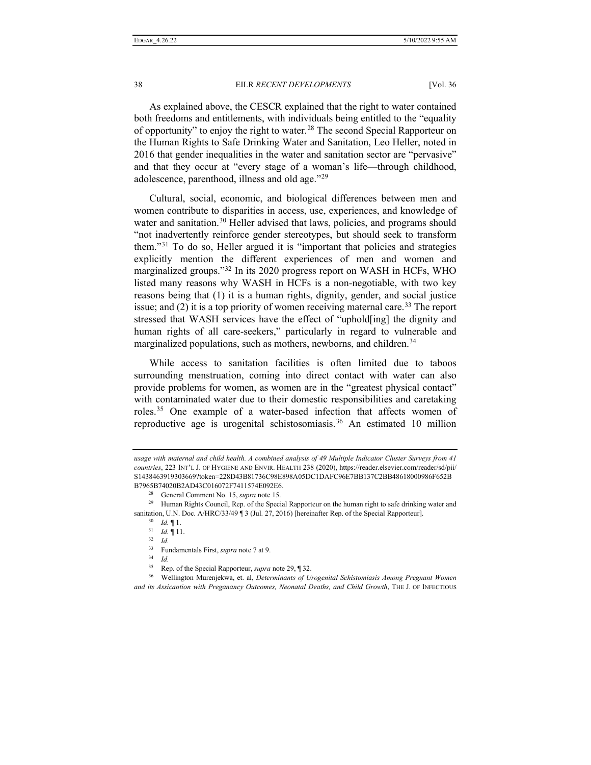As explained above, the CESCR explained that the right to water contained both freedoms and entitlements, with individuals being entitled to the "equality of opportunity" to enjoy the right to water.[28] The second Special Rapporteur on the Human Rights to Safe Drinking Water and Sanitation, Leo Heller, noted in 2016 that gender inequalities in the water and sanitation sector are "pervasive" and that they occur at "every stage of a woman's life—through childhood, adolescence, parenthood, illness and old age."[29]

Cultural, social, economic, and biological differences between men and women contribute to disparities in access, use, experiences, and knowledge of water and sanitation.[30] Heller advised that laws, policies, and programs should "not inadvertently reinforce gender stereotypes, but should seek to transform them."[31] To do so, Heller argued it is "important that policies and strategies explicitly mention the different experiences of men and women and marginalized groups."[32] In its 2020 progress report on WASH in HCFs, WHO listed many reasons why WASH in HCFs is a non-negotiable, with two key reasons being that (1) it is a human rights, dignity, gender, and social justice issue; and (2) it is a top priority of women receiving maternal care.[33] The report stressed that WASH services have the effect of "uphold[ing] the dignity and human rights of all care-seekers," particularly in regard to vulnerable and marginalized populations, such as mothers, newborns, and children.[34]

While access to sanitation facilities is often limited due to taboos surrounding menstruation, coming into direct contact with water can also provide problems for women, as women are in the "greatest physical contact" with contaminated water due to their domestic responsibilities and caretaking roles.[35] One example of a water-based infection that affects women of reproductive age is urogenital schistosomiasis.[36] An estimated 10 million

---

*usage with maternal and child health. A combined analysis of 49 Multiple Indicator Cluster Surveys from 41 countries*, 223 INT'L J. OF HYGIENE AND ENVIR. HEALTH 238 (2020), https://reader.elsevier.com/reader/sd/pii/S1438463919303669?token=228D43B81736C98E898A05DC1DAFC96E7BB137C2BB48618000986F652BB7965B74020B2AD43C016072F7411574E092E6.

[28] General Comment No. 15, *supra* note 15.

[29] Human Rights Council, Rep. of the Special Rapporteur on the human right to safe drinking water and sanitation, U.N. Doc. A/HRC/33/49 ¶ 3 (Jul. 27, 2016) [hereinafter Rep. of the Special Rapporteur].

[30] *Id.* ¶ 1.

[31] *Id.* ¶ 11.

[32] *Id.*

[33] Fundamentals First, *supra* note 7 at 9.

[34] *Id.*

[35] Rep. of the Special Rapporteur, *supra* note 29, ¶ 32.

[36] Wellington Murenjekwa, et. al, *Determinants of Urogenital Schistomiasis Among Pregnant Women and its Assicaotion with Preganancy Outcomes, Neonatal Deaths, and Child Growth*, THE J. OF INFECTIOUS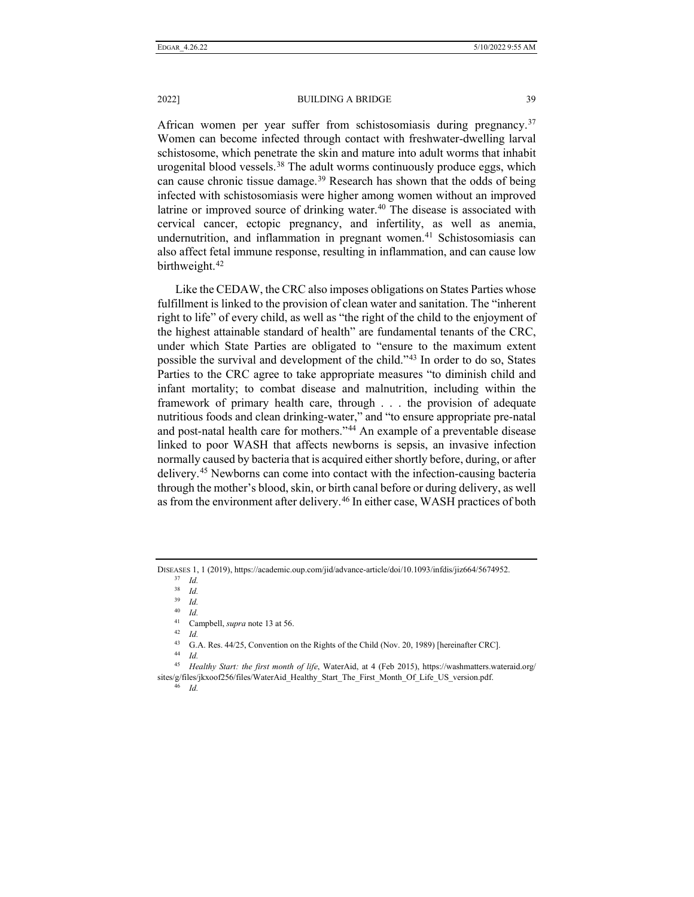African women per year suffer from schistosomiasis during pregnancy.[37] Women can become infected through contact with freshwater-dwelling larval schistosome, which penetrate the skin and mature into adult worms that inhabit urogenital blood vessels.[38] The adult worms continuously produce eggs, which can cause chronic tissue damage.[39] Research has shown that the odds of being infected with schistosomiasis were higher among women without an improved latrine or improved source of drinking water.[40] The disease is associated with cervical cancer, ectopic pregnancy, and infertility, as well as anemia, undernutrition, and inflammation in pregnant women.[41] Schistosomiasis can also affect fetal immune response, resulting in inflammation, and can cause low birthweight.[42]

Like the CEDAW, the CRC also imposes obligations on States Parties whose fulfillment is linked to the provision of clean water and sanitation. The "inherent right to life" of every child, as well as "the right of the child to the enjoyment of the highest attainable standard of health" are fundamental tenants of the CRC, under which State Parties are obligated to "ensure to the maximum extent possible the survival and development of the child."[43] In order to do so, States Parties to the CRC agree to take appropriate measures "to diminish child and infant mortality; to combat disease and malnutrition, including within the framework of primary health care, through . . . the provision of adequate nutritious foods and clean drinking-water," and "to ensure appropriate pre-natal and post-natal health care for mothers."[44] An example of a preventable disease linked to poor WASH that affects newborns is sepsis, an invasive infection normally caused by bacteria that is acquired either shortly before, during, or after delivery.[45] Newborns can come into contact with the infection-causing bacteria through the mother's blood, skin, or birth canal before or during delivery, as well as from the environment after delivery.[46] In either case, WASH practices of both

---

DISEASES 1, 1 (2019), https://academic.oup.com/jid/advance-article/doi/10.1093/infdis/jiz664/5674952.

[37] *Id.*

[38] *Id.*

[39] *Id.*

[40] *Id.*

[41] Campbell, *supra* note 13 at 56.

[42] *Id.*

[43] G.A. Res. 44/25, Convention on the Rights of the Child (Nov. 20, 1989) [hereinafter CRC].

[44] *Id.*

[45] *Healthy Start: the first month of life*, WaterAid, at 4 (Feb 2015), https://washmatters.wateraid.org/sites/g/files/jkxoof256/files/WaterAid_Healthy_Start_The_First_Month_Of_Life_US_version.pdf.

[46] *Id.*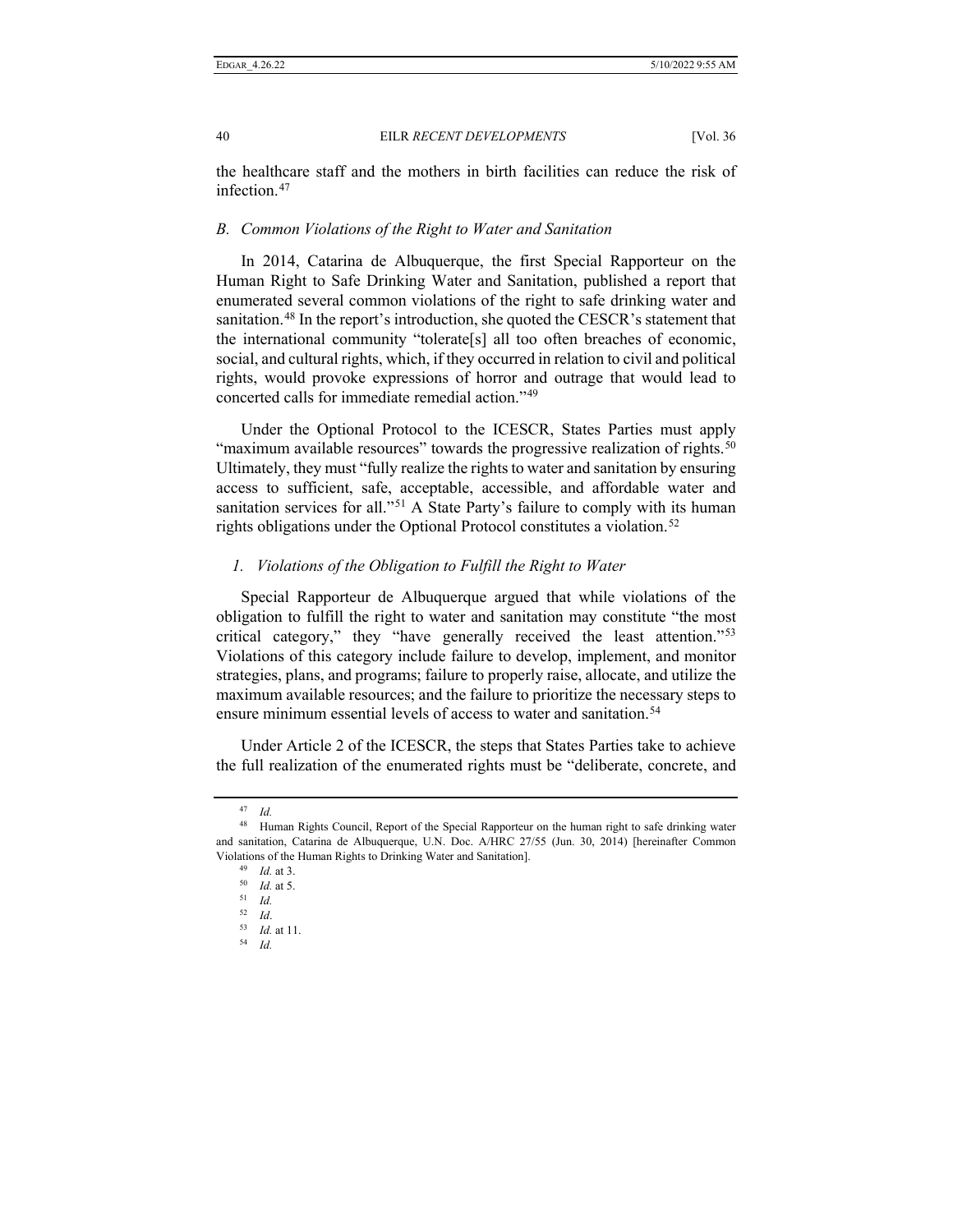the healthcare staff and the mothers in birth facilities can reduce the risk of infection.[47]

### *B. Common Violations of the Right to Water and Sanitation*

In 2014, Catarina de Albuquerque, the first Special Rapporteur on the Human Right to Safe Drinking Water and Sanitation, published a report that enumerated several common violations of the right to safe drinking water and sanitation.[48] In the report's introduction, she quoted the CESCR's statement that the international community "tolerate[s] all too often breaches of economic, social, and cultural rights, which, if they occurred in relation to civil and political rights, would provoke expressions of horror and outrage that would lead to concerted calls for immediate remedial action."[49]

Under the Optional Protocol to the ICESCR, States Parties must apply "maximum available resources" towards the progressive realization of rights.[50] Ultimately, they must "fully realize the rights to water and sanitation by ensuring access to sufficient, safe, acceptable, accessible, and affordable water and sanitation services for all."[51] A State Party's failure to comply with its human rights obligations under the Optional Protocol constitutes a violation.[52]

#### *1. Violations of the Obligation to Fulfill the Right to Water*

Special Rapporteur de Albuquerque argued that while violations of the obligation to fulfill the right to water and sanitation may constitute "the most critical category," they "have generally received the least attention."[53] Violations of this category include failure to develop, implement, and monitor strategies, plans, and programs; failure to properly raise, allocate, and utilize the maximum available resources; and the failure to prioritize the necessary steps to ensure minimum essential levels of access to water and sanitation.[54]

Under Article 2 of the ICESCR, the steps that States Parties take to achieve the full realization of the enumerated rights must be "deliberate, concrete, and

---

[47] *Id.*

[48] Human Rights Council, Report of the Special Rapporteur on the human right to safe drinking water and sanitation, Catarina de Albuquerque, U.N. Doc. A/HRC 27/55 (Jun. 30, 2014) [hereinafter Common Violations of the Human Rights to Drinking Water and Sanitation].

[49] *Id.* at 3.

[50] *Id.* at 5.

[51] *Id.*

[52] *Id*.

[53] *Id.* at 11.

[54] *Id.*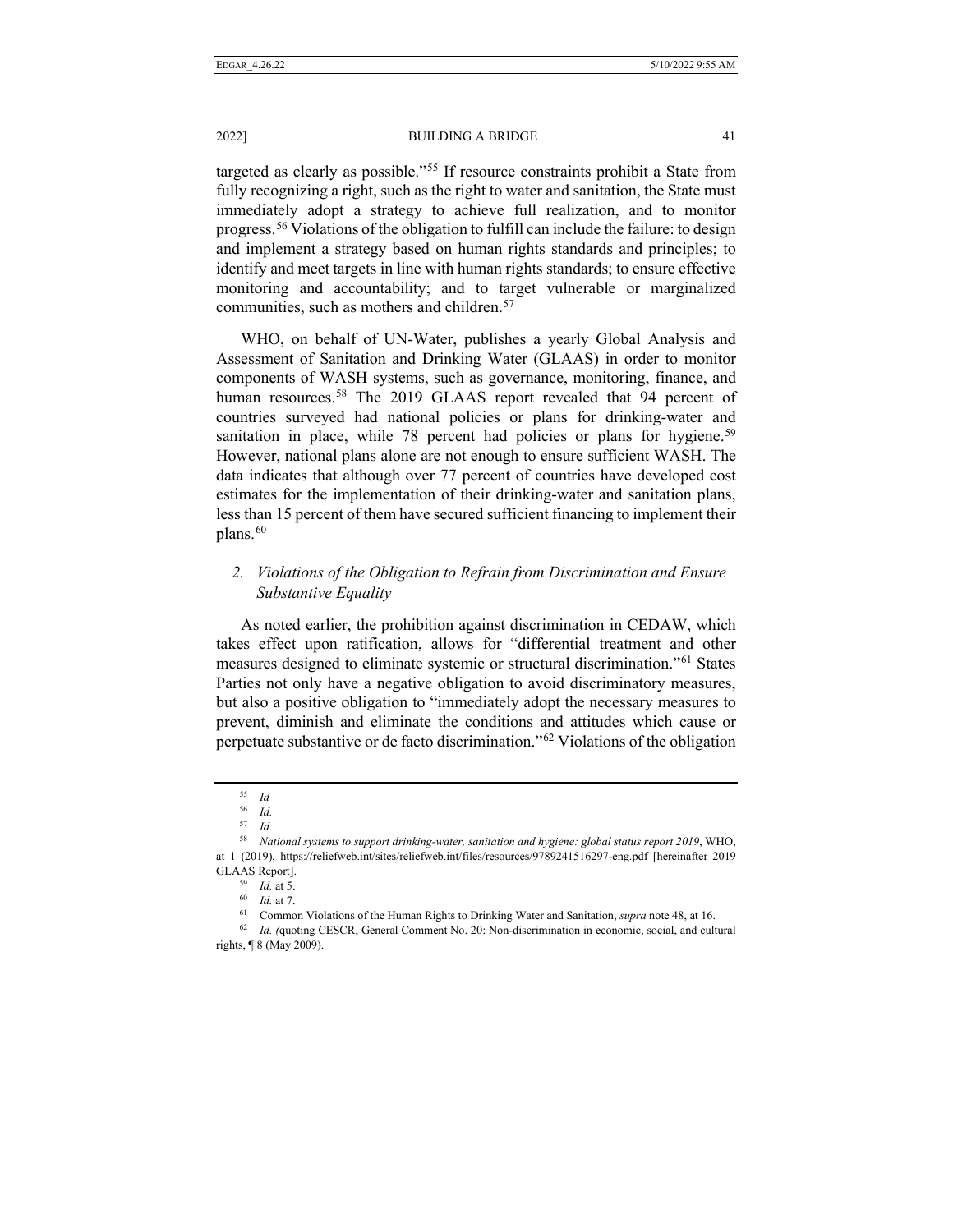targeted as clearly as possible."[55] If resource constraints prohibit a State from fully recognizing a right, such as the right to water and sanitation, the State must immediately adopt a strategy to achieve full realization, and to monitor progress.[56] Violations of the obligation to fulfill can include the failure: to design and implement a strategy based on human rights standards and principles; to identify and meet targets in line with human rights standards; to ensure effective monitoring and accountability; and to target vulnerable or marginalized communities, such as mothers and children.[57]

WHO, on behalf of UN-Water, publishes a yearly Global Analysis and Assessment of Sanitation and Drinking Water (GLAAS) in order to monitor components of WASH systems, such as governance, monitoring, finance, and human resources.[58] The 2019 GLAAS report revealed that 94 percent of countries surveyed had national policies or plans for drinking-water and sanitation in place, while 78 percent had policies or plans for hygiene.[59] However, national plans alone are not enough to ensure sufficient WASH. The data indicates that although over 77 percent of countries have developed cost estimates for the implementation of their drinking-water and sanitation plans, less than 15 percent of them have secured sufficient financing to implement their plans.[60]

### 2. *Violations of the Obligation to Refrain from Discrimination and Ensure Substantive Equality*

As noted earlier, the prohibition against discrimination in CEDAW, which takes effect upon ratification, allows for "differential treatment and other measures designed to eliminate systemic or structural discrimination."[61] States Parties not only have a negative obligation to avoid discriminatory measures, but also a positive obligation to "immediately adopt the necessary measures to prevent, diminish and eliminate the conditions and attitudes which cause or perpetuate substantive or de facto discrimination."[62] Violations of the obligation

---

[55] *Id*

[56] *Id.*

[57] *Id.*

[58] *National systems to support drinking-water, sanitation and hygiene: global status report 2019*, WHO, at 1 (2019), https://reliefweb.int/sites/reliefweb.int/files/resources/9789241516297-eng.pdf [hereinafter 2019 GLAAS Report].

[59] *Id.* at 5.

[60] *Id.* at 7.

[61] Common Violations of the Human Rights to Drinking Water and Sanitation, *supra* note 48, at 16.

[62] *Id. (*quoting CESCR, General Comment No. 20: Non-discrimination in economic, social, and cultural rights, ¶ 8 (May 2009).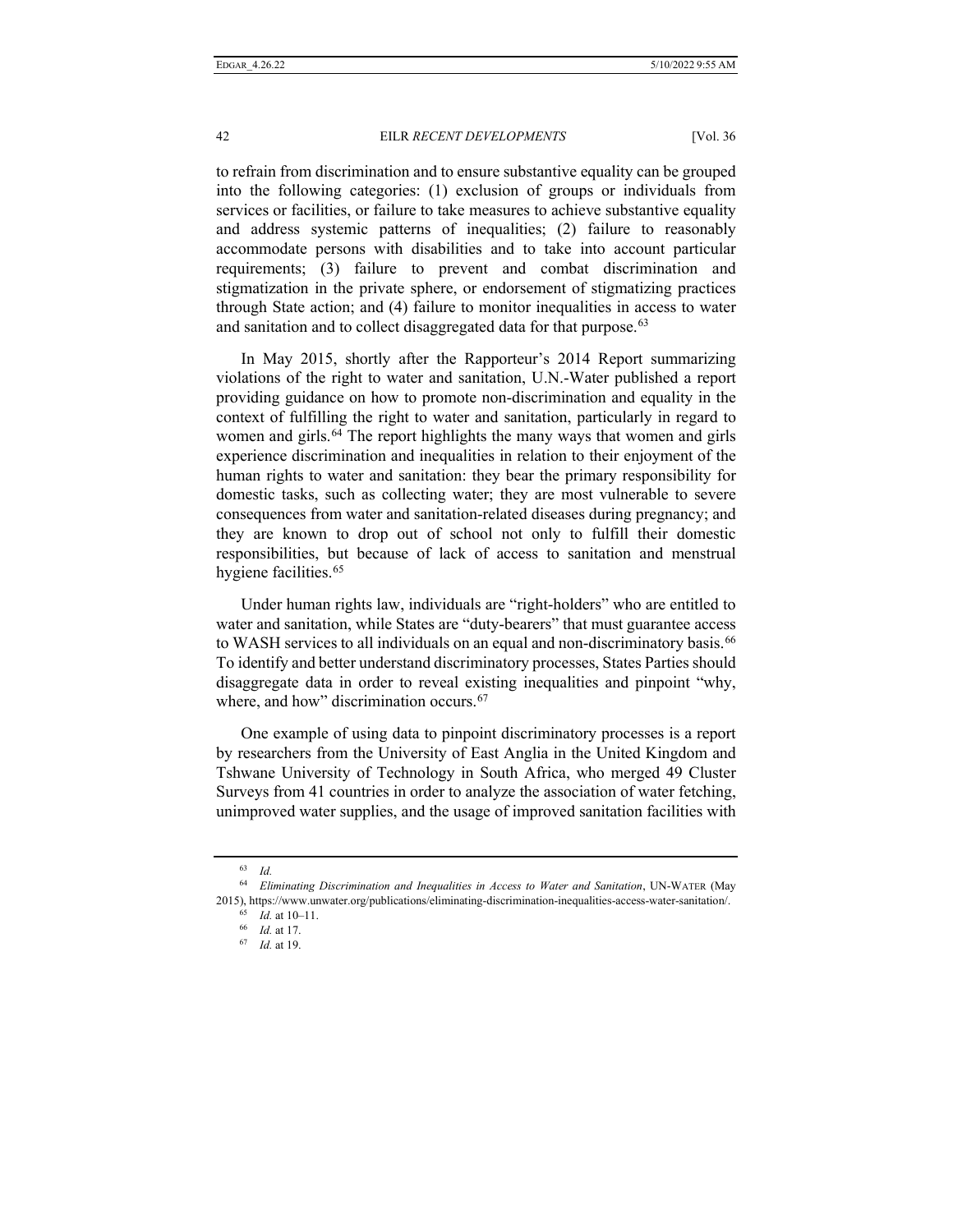to refrain from discrimination and to ensure substantive equality can be grouped into the following categories: (1) exclusion of groups or individuals from services or facilities, or failure to take measures to achieve substantive equality and address systemic patterns of inequalities; (2) failure to reasonably accommodate persons with disabilities and to take into account particular requirements; (3) failure to prevent and combat discrimination and stigmatization in the private sphere, or endorsement of stigmatizing practices through State action; and (4) failure to monitor inequalities in access to water and sanitation and to collect disaggregated data for that purpose.[63]

In May 2015, shortly after the Rapporteur's 2014 Report summarizing violations of the right to water and sanitation, U.N.-Water published a report providing guidance on how to promote non-discrimination and equality in the context of fulfilling the right to water and sanitation, particularly in regard to women and girls.[64] The report highlights the many ways that women and girls experience discrimination and inequalities in relation to their enjoyment of the human rights to water and sanitation: they bear the primary responsibility for domestic tasks, such as collecting water; they are most vulnerable to severe consequences from water and sanitation-related diseases during pregnancy; and they are known to drop out of school not only to fulfill their domestic responsibilities, but because of lack of access to sanitation and menstrual hygiene facilities.[65]

Under human rights law, individuals are "right-holders" who are entitled to water and sanitation, while States are "duty-bearers" that must guarantee access to WASH services to all individuals on an equal and non-discriminatory basis.[66] To identify and better understand discriminatory processes, States Parties should disaggregate data in order to reveal existing inequalities and pinpoint "why, where, and how" discrimination occurs.[67]

One example of using data to pinpoint discriminatory processes is a report by researchers from the University of East Anglia in the United Kingdom and Tshwane University of Technology in South Africa, who merged 49 Cluster Surveys from 41 countries in order to analyze the association of water fetching, unimproved water supplies, and the usage of improved sanitation facilities with

---

[63] *Id.*

[64] *Eliminating Discrimination and Inequalities in Access to Water and Sanitation*, UN-WATER (May 2015), https://www.unwater.org/publications/eliminating-discrimination-inequalities-access-water-sanitation/.

[65] *Id.* at 10–11.

[66] *Id.* at 17.

[67] *Id.* at 19.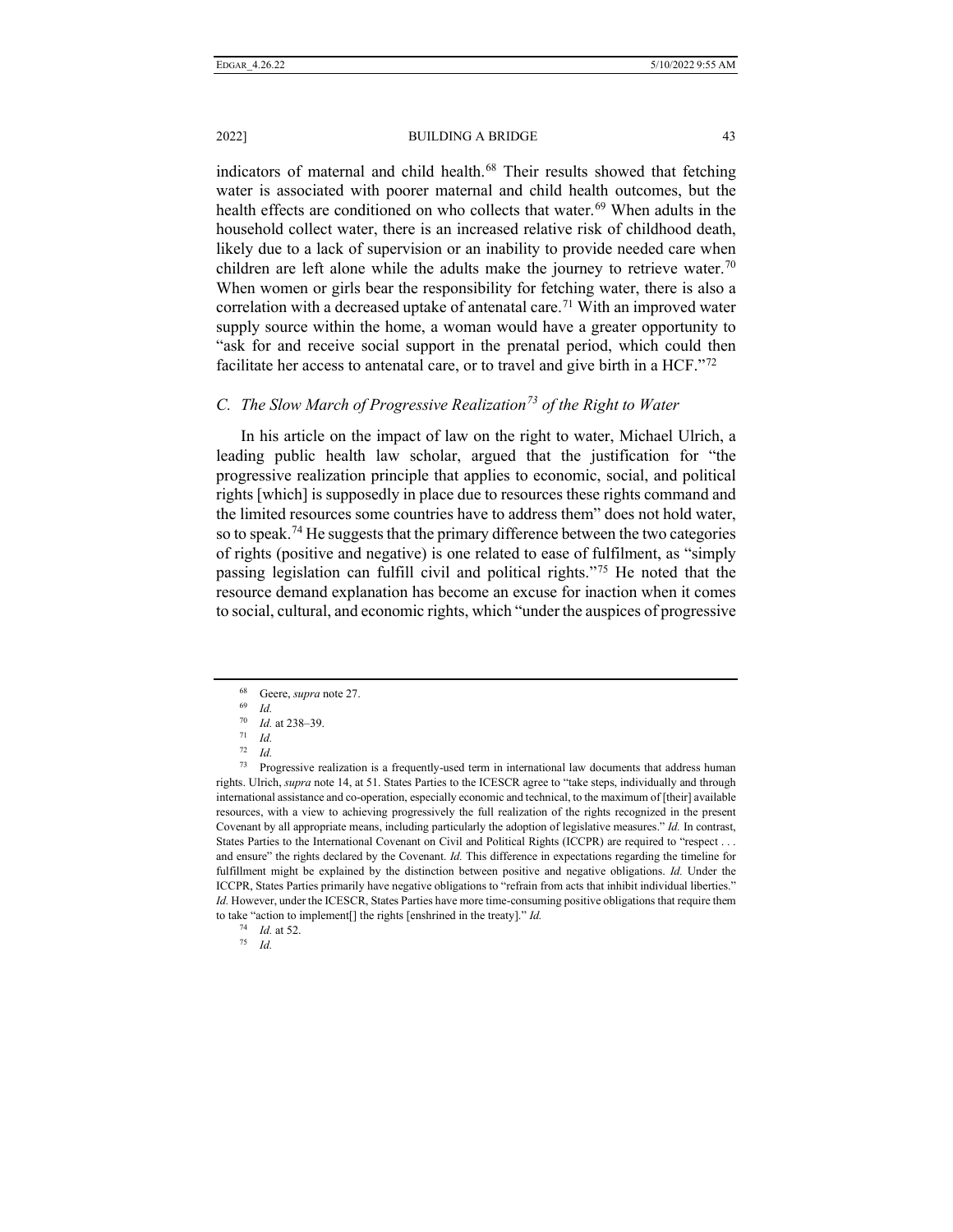indicators of maternal and child health.[68] Their results showed that fetching water is associated with poorer maternal and child health outcomes, but the health effects are conditioned on who collects that water.[69] When adults in the household collect water, there is an increased relative risk of childhood death, likely due to a lack of supervision or an inability to provide needed care when children are left alone while the adults make the journey to retrieve water.[70] When women or girls bear the responsibility for fetching water, there is also a correlation with a decreased uptake of antenatal care.[71] With an improved water supply source within the home, a woman would have a greater opportunity to "ask for and receive social support in the prenatal period, which could then facilitate her access to antenatal care, or to travel and give birth in a HCF."[72]

### *C. The Slow March of Progressive Realization[73] of the Right to Water*

In his article on the impact of law on the right to water, Michael Ulrich, a leading public health law scholar, argued that the justification for "the progressive realization principle that applies to economic, social, and political rights [which] is supposedly in place due to resources these rights command and the limited resources some countries have to address them" does not hold water, so to speak.[74] He suggests that the primary difference between the two categories of rights (positive and negative) is one related to ease of fulfilment, as "simply passing legislation can fulfill civil and political rights."[75] He noted that the resource demand explanation has become an excuse for inaction when it comes to social, cultural, and economic rights, which "under the auspices of progressive

---

[68] Geere, *supra* note 27.

[69] *Id.*

[70] *Id.* at 238–39.

[71] *Id.*

[72] *Id.*

[73] Progressive realization is a frequently-used term in international law documents that address human rights. Ulrich, *supra* note 14, at 51. States Parties to the ICESCR agree to "take steps, individually and through international assistance and co-operation, especially economic and technical, to the maximum of [their] available resources, with a view to achieving progressively the full realization of the rights recognized in the present Covenant by all appropriate means, including particularly the adoption of legislative measures." *Id.* In contrast, States Parties to the International Covenant on Civil and Political Rights (ICCPR) are required to "respect . . . and ensure" the rights declared by the Covenant. *Id.* This difference in expectations regarding the timeline for fulfillment might be explained by the distinction between positive and negative obligations. *Id.* Under the ICCPR, States Parties primarily have negative obligations to "refrain from acts that inhibit individual liberties." *Id.* However, under the ICESCR, States Parties have more time-consuming positive obligations that require them to take "action to implement[] the rights [enshrined in the treaty]." *Id.*

[74] *Id.* at 52.

[75] *Id.*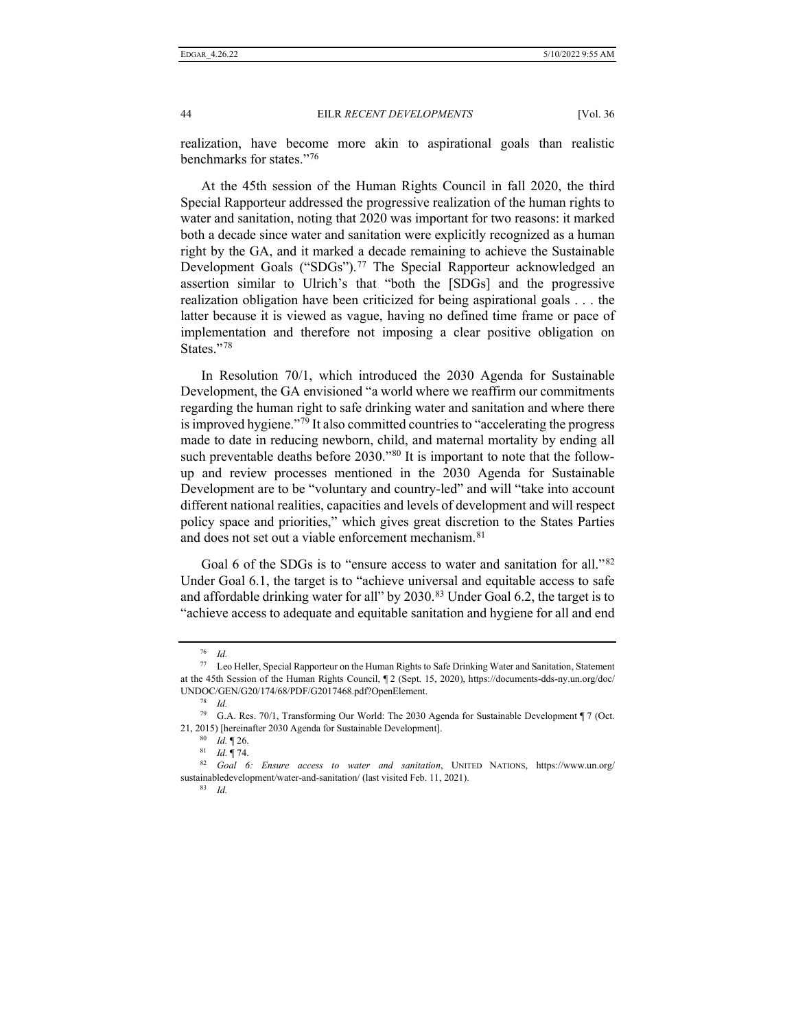realization, have become more akin to aspirational goals than realistic benchmarks for states."[76]

At the 45th session of the Human Rights Council in fall 2020, the third Special Rapporteur addressed the progressive realization of the human rights to water and sanitation, noting that 2020 was important for two reasons: it marked both a decade since water and sanitation were explicitly recognized as a human right by the GA, and it marked a decade remaining to achieve the Sustainable Development Goals ("SDGs").[77] The Special Rapporteur acknowledged an assertion similar to Ulrich's that "both the [SDGs] and the progressive realization obligation have been criticized for being aspirational goals . . . the latter because it is viewed as vague, having no defined time frame or pace of implementation and therefore not imposing a clear positive obligation on States."[78]

In Resolution 70/1, which introduced the 2030 Agenda for Sustainable Development, the GA envisioned "a world where we reaffirm our commitments regarding the human right to safe drinking water and sanitation and where there is improved hygiene."[79] It also committed countries to "accelerating the progress made to date in reducing newborn, child, and maternal mortality by ending all such preventable deaths before 2030."[80] It is important to note that the follow-up and review processes mentioned in the 2030 Agenda for Sustainable Development are to be "voluntary and country-led" and will "take into account different national realities, capacities and levels of development and will respect policy space and priorities," which gives great discretion to the States Parties and does not set out a viable enforcement mechanism.[81]

Goal 6 of the SDGs is to "ensure access to water and sanitation for all."[82] Under Goal 6.1, the target is to "achieve universal and equitable access to safe and affordable drinking water for all" by 2030.[83] Under Goal 6.2, the target is to "achieve access to adequate and equitable sanitation and hygiene for all and end

---

[76] *Id.*

[77] Leo Heller, Special Rapporteur on the Human Rights to Safe Drinking Water and Sanitation, Statement at the 45th Session of the Human Rights Council, ¶ 2 (Sept. 15, 2020), https://documents-dds-ny.un.org/doc/UNDOC/GEN/G20/174/68/PDF/G2017468.pdf?OpenElement.

[78] *Id.*

[79] G.A. Res. 70/1, Transforming Our World: The 2030 Agenda for Sustainable Development ¶ 7 (Oct. 21, 2015) [hereinafter 2030 Agenda for Sustainable Development].

[80] *Id.* ¶ 26.

[81] *Id.* ¶ 74.

[82] *Goal 6: Ensure access to water and sanitation*, UNITED NATIONS, https://www.un.org/sustainabledevelopment/water-and-sanitation/ (last visited Feb. 11, 2021).

[83] *Id.*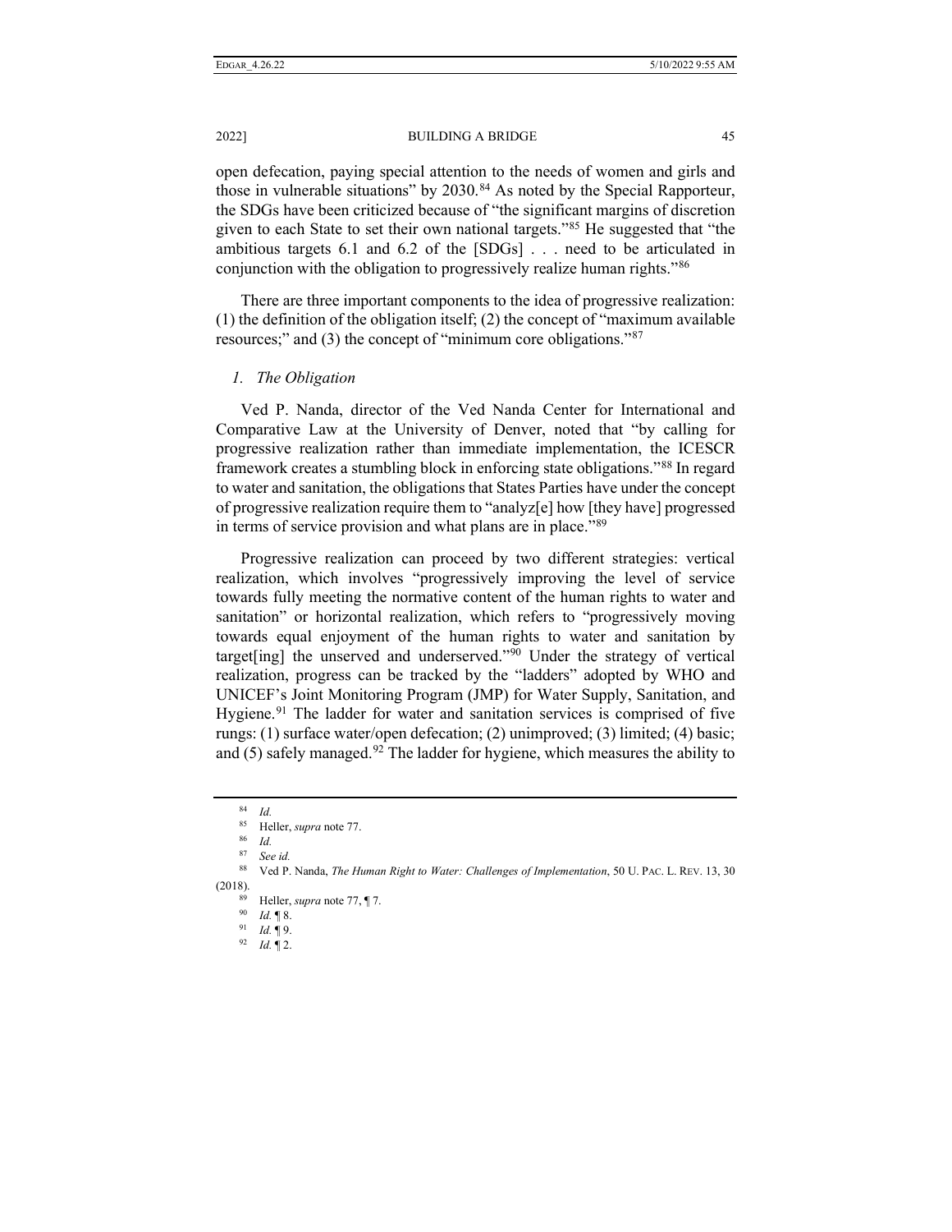open defecation, paying special attention to the needs of women and girls and those in vulnerable situations" by 2030.[84] As noted by the Special Rapporteur, the SDGs have been criticized because of "the significant margins of discretion given to each State to set their own national targets."[85] He suggested that "the ambitious targets 6.1 and 6.2 of the [SDGs] . . . need to be articulated in conjunction with the obligation to progressively realize human rights."[86]

There are three important components to the idea of progressive realization: (1) the definition of the obligation itself; (2) the concept of "maximum available resources;" and (3) the concept of "minimum core obligations."[87]

### *1. The Obligation*

Ved P. Nanda, director of the Ved Nanda Center for International and Comparative Law at the University of Denver, noted that "by calling for progressive realization rather than immediate implementation, the ICESCR framework creates a stumbling block in enforcing state obligations."[88] In regard to water and sanitation, the obligations that States Parties have under the concept of progressive realization require them to "analyz[e] how [they have] progressed in terms of service provision and what plans are in place."[89]

Progressive realization can proceed by two different strategies: vertical realization, which involves "progressively improving the level of service towards fully meeting the normative content of the human rights to water and sanitation" or horizontal realization, which refers to "progressively moving towards equal enjoyment of the human rights to water and sanitation by target[ing] the unserved and underserved."[90] Under the strategy of vertical realization, progress can be tracked by the "ladders" adopted by WHO and UNICEF's Joint Monitoring Program (JMP) for Water Supply, Sanitation, and Hygiene.[91] The ladder for water and sanitation services is comprised of five rungs: (1) surface water/open defecation; (2) unimproved; (3) limited; (4) basic; and (5) safely managed.[92] The ladder for hygiene, which measures the ability to

---

[84] *Id.*

[85] Heller, *supra* note 77.

[86] *Id.*

[87] *See id.*

[88] Ved P. Nanda, *The Human Right to Water: Challenges of Implementation*, 50 U. PAC. L. REV. 13, 30 (2018).

[89] Heller, *supra* note 77, ¶ 7.

[90] *Id.* ¶ 8.

[91] *Id.* ¶ 9.

[92] *Id.* ¶ 2.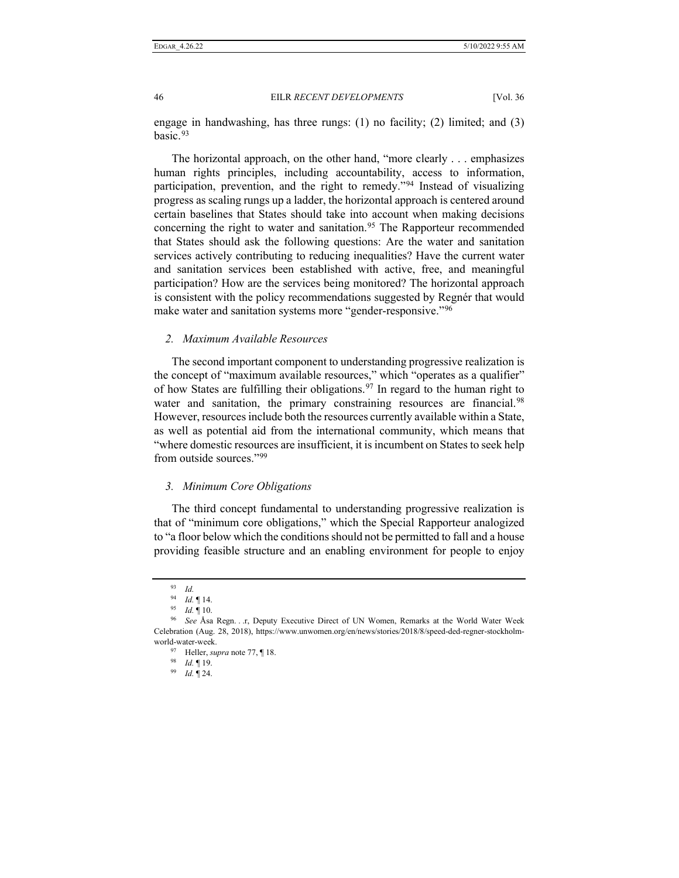engage in handwashing, has three rungs: (1) no facility; (2) limited; and (3) basic.[93]

The horizontal approach, on the other hand, "more clearly . . . emphasizes human rights principles, including accountability, access to information, participation, prevention, and the right to remedy."[94] Instead of visualizing progress as scaling rungs up a ladder, the horizontal approach is centered around certain baselines that States should take into account when making decisions concerning the right to water and sanitation.[95] The Rapporteur recommended that States should ask the following questions: Are the water and sanitation services actively contributing to reducing inequalities? Have the current water and sanitation services been established with active, free, and meaningful participation? How are the services being monitored? The horizontal approach is consistent with the policy recommendations suggested by Regnér that would make water and sanitation systems more "gender-responsive."[96]

### *2. Maximum Available Resources*

The second important component to understanding progressive realization is the concept of "maximum available resources," which "operates as a qualifier" of how States are fulfilling their obligations.[97] In regard to the human right to water and sanitation, the primary constraining resources are financial.[98] However, resources include both the resources currently available within a State, as well as potential aid from the international community, which means that "where domestic resources are insufficient, it is incumbent on States to seek help from outside sources."[99]

### *3. Minimum Core Obligations*

The third concept fundamental to understanding progressive realization is that of "minimum core obligations," which the Special Rapporteur analogized to "a floor below which the conditions should not be permitted to fall and a house providing feasible structure and an enabling environment for people to enjoy

---

[93] *Id.*

[94] *Id.* ¶ 14.

[95] *Id.* ¶ 10.

[96] *See* Åsa Regn. . .r, Deputy Executive Direct of UN Women, Remarks at the World Water Week Celebration (Aug. 28, 2018), https://www.unwomen.org/en/news/stories/2018/8/speed-ded-regner-stockholm-world-water-week.

[97] Heller, *supra* note 77, ¶ 18.

[98] *Id.* ¶ 19.

[99] *Id.* ¶ 24.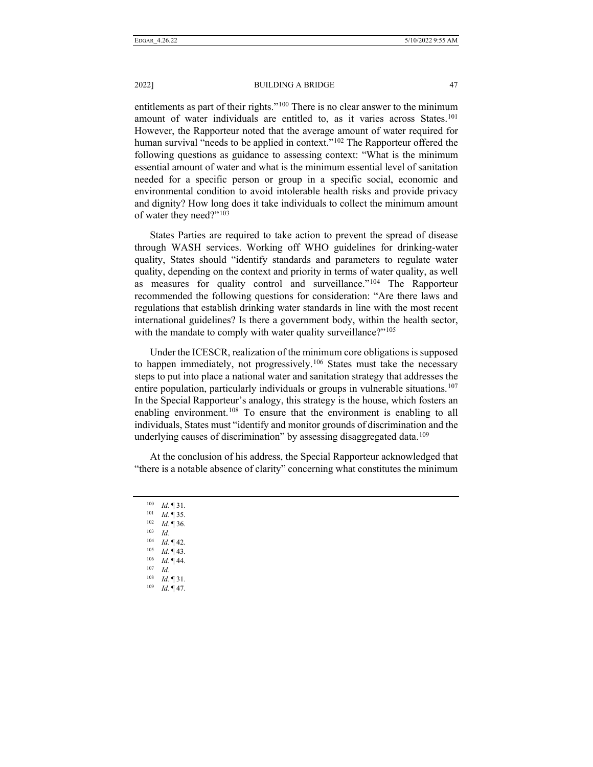entitlements as part of their rights."[100] There is no clear answer to the minimum amount of water individuals are entitled to, as it varies across States.[101] However, the Rapporteur noted that the average amount of water required for human survival "needs to be applied in context."[102] The Rapporteur offered the following questions as guidance to assessing context: "What is the minimum essential amount of water and what is the minimum essential level of sanitation needed for a specific person or group in a specific social, economic and environmental condition to avoid intolerable health risks and provide privacy and dignity? How long does it take individuals to collect the minimum amount of water they need?"[103]

States Parties are required to take action to prevent the spread of disease through WASH services. Working off WHO guidelines for drinking-water quality, States should "identify standards and parameters to regulate water quality, depending on the context and priority in terms of water quality, as well as measures for quality control and surveillance."[104] The Rapporteur recommended the following questions for consideration: "Are there laws and regulations that establish drinking water standards in line with the most recent international guidelines? Is there a government body, within the health sector, with the mandate to comply with water quality surveillance?"[105]

Under the ICESCR, realization of the minimum core obligations is supposed to happen immediately, not progressively.[106] States must take the necessary steps to put into place a national water and sanitation strategy that addresses the entire population, particularly individuals or groups in vulnerable situations.[107] In the Special Rapporteur's analogy, this strategy is the house, which fosters an enabling environment.[108] To ensure that the environment is enabling to all individuals, States must "identify and monitor grounds of discrimination and the underlying causes of discrimination" by assessing disaggregated data.[109]

At the conclusion of his address, the Special Rapporteur acknowledged that "there is a notable absence of clarity" concerning what constitutes the minimum

---

[100] *Id.* ¶ 31.

[101] *Id.* ¶ 35.

[102] *Id.* ¶ 36.

[103] *Id.*

[104] *Id.* ¶ 42.

[105] *Id.* ¶ 43.

[106] *Id.* ¶ 44.

[107] *Id.*

[108] *Id.* ¶ 31.

[109] *Id.* ¶ 47.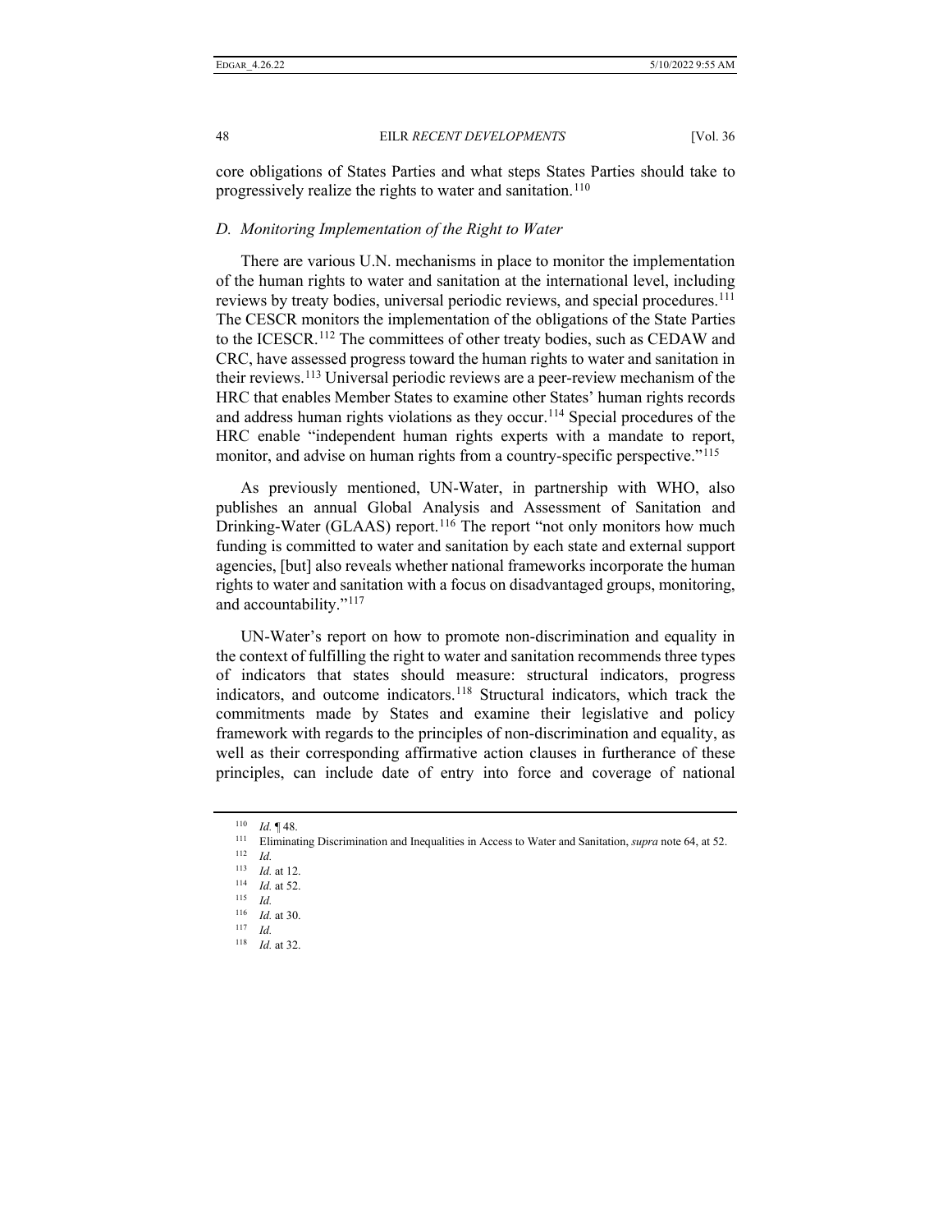core obligations of States Parties and what steps States Parties should take to progressively realize the rights to water and sanitation.[110]

### *D. Monitoring Implementation of the Right to Water*

There are various U.N. mechanisms in place to monitor the implementation of the human rights to water and sanitation at the international level, including reviews by treaty bodies, universal periodic reviews, and special procedures.[111] The CESCR monitors the implementation of the obligations of the State Parties to the ICESCR.[112] The committees of other treaty bodies, such as CEDAW and CRC, have assessed progress toward the human rights to water and sanitation in their reviews.[113] Universal periodic reviews are a peer-review mechanism of the HRC that enables Member States to examine other States' human rights records and address human rights violations as they occur.[114] Special procedures of the HRC enable "independent human rights experts with a mandate to report, monitor, and advise on human rights from a country-specific perspective."[115]

As previously mentioned, UN-Water, in partnership with WHO, also publishes an annual Global Analysis and Assessment of Sanitation and Drinking-Water (GLAAS) report.[116] The report "not only monitors how much funding is committed to water and sanitation by each state and external support agencies, [but] also reveals whether national frameworks incorporate the human rights to water and sanitation with a focus on disadvantaged groups, monitoring, and accountability."[117]

UN-Water's report on how to promote non-discrimination and equality in the context of fulfilling the right to water and sanitation recommends three types of indicators that states should measure: structural indicators, progress indicators, and outcome indicators.[118] Structural indicators, which track the commitments made by States and examine their legislative and policy framework with regards to the principles of non-discrimination and equality, as well as their corresponding affirmative action clauses in furtherance of these principles, can include date of entry into force and coverage of national

---

[110] *Id.* ¶ 48.

[111] Eliminating Discrimination and Inequalities in Access to Water and Sanitation, *supra* note 64, at 52.

[112] *Id.*

[113] *Id.* at 12.

[114] *Id.* at 52.

[115] *Id.*

[116] *Id.* at 30.

[117] *Id.*

[118] *Id.* at 32.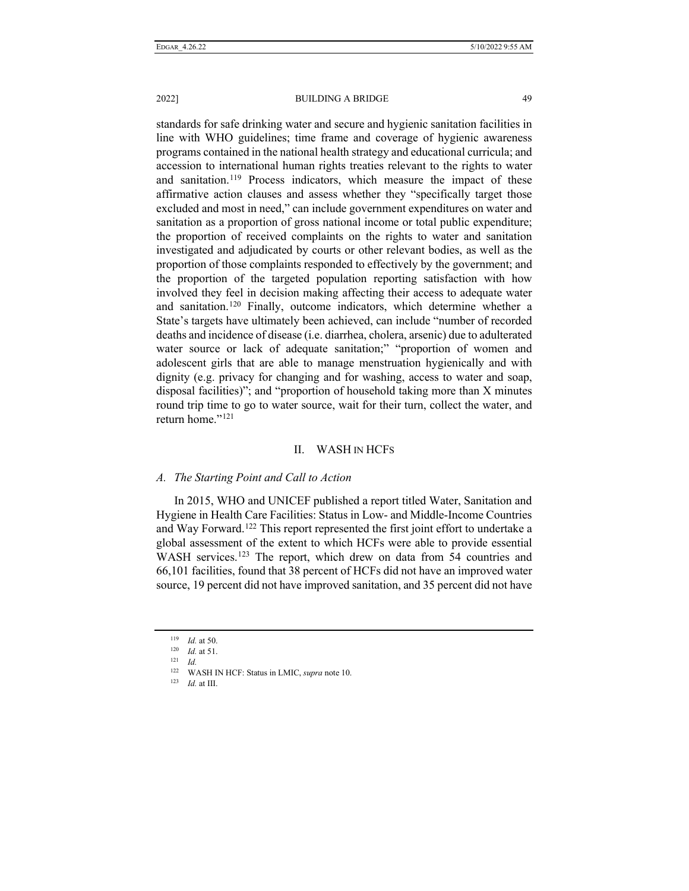standards for safe drinking water and secure and hygienic sanitation facilities in line with WHO guidelines; time frame and coverage of hygienic awareness programs contained in the national health strategy and educational curricula; and accession to international human rights treaties relevant to the rights to water and sanitation.[119] Process indicators, which measure the impact of these affirmative action clauses and assess whether they "specifically target those excluded and most in need," can include government expenditures on water and sanitation as a proportion of gross national income or total public expenditure; the proportion of received complaints on the rights to water and sanitation investigated and adjudicated by courts or other relevant bodies, as well as the proportion of those complaints responded to effectively by the government; and the proportion of the targeted population reporting satisfaction with how involved they feel in decision making affecting their access to adequate water and sanitation.[120] Finally, outcome indicators, which determine whether a State's targets have ultimately been achieved, can include "number of recorded deaths and incidence of disease (i.e. diarrhea, cholera, arsenic) due to adulterated water source or lack of adequate sanitation;" "proportion of women and adolescent girls that are able to manage menstruation hygienically and with dignity (e.g. privacy for changing and for washing, access to water and soap, disposal facilities)"; and "proportion of household taking more than X minutes round trip time to go to water source, wait for their turn, collect the water, and return home."[121]

## II. WASH IN HCFS

### A. *The Starting Point and Call to Action*

In 2015, WHO and UNICEF published a report titled Water, Sanitation and Hygiene in Health Care Facilities: Status in Low- and Middle-Income Countries and Way Forward.[122] This report represented the first joint effort to undertake a global assessment of the extent to which HCFs were able to provide essential WASH services.[123] The report, which drew on data from 54 countries and 66,101 facilities, found that 38 percent of HCFs did not have an improved water source, 19 percent did not have improved sanitation, and 35 percent did not have

---

[119] *Id.* at 50.

[120] *Id.* at 51.

[121] *Id.*

[122] WASH IN HCF: Status in LMIC, *supra* note 10.

[123] *Id.* at III.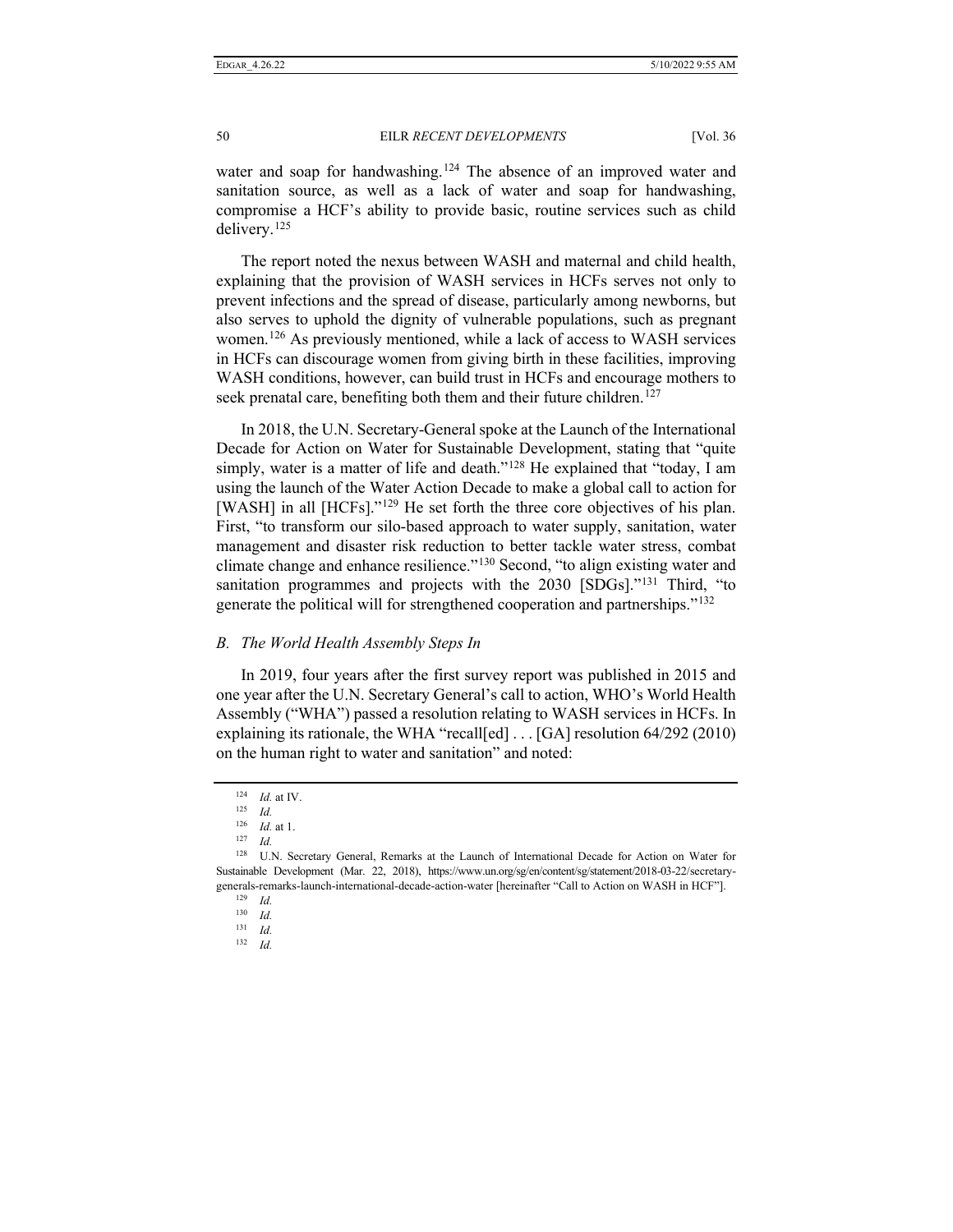water and soap for handwashing.[124] The absence of an improved water and sanitation source, as well as a lack of water and soap for handwashing, compromise a HCF's ability to provide basic, routine services such as child delivery.[125]

The report noted the nexus between WASH and maternal and child health, explaining that the provision of WASH services in HCFs serves not only to prevent infections and the spread of disease, particularly among newborns, but also serves to uphold the dignity of vulnerable populations, such as pregnant women.[126] As previously mentioned, while a lack of access to WASH services in HCFs can discourage women from giving birth in these facilities, improving WASH conditions, however, can build trust in HCFs and encourage mothers to seek prenatal care, benefiting both them and their future children.[127]

In 2018, the U.N. Secretary-General spoke at the Launch of the International Decade for Action on Water for Sustainable Development, stating that "quite simply, water is a matter of life and death."[128] He explained that "today, I am using the launch of the Water Action Decade to make a global call to action for [WASH] in all [HCFs]."[129] He set forth the three core objectives of his plan. First, "to transform our silo-based approach to water supply, sanitation, water management and disaster risk reduction to better tackle water stress, combat climate change and enhance resilience."[130] Second, "to align existing water and sanitation programmes and projects with the 2030 [SDGs]."[131] Third, "to generate the political will for strengthened cooperation and partnerships."[132]

### B. *The World Health Assembly Steps In*

In 2019, four years after the first survey report was published in 2015 and one year after the U.N. Secretary General's call to action, WHO's World Health Assembly ("WHA") passed a resolution relating to WASH services in HCFs. In explaining its rationale, the WHA "recall[ed] . . . [GA] resolution 64/292 (2010) on the human right to water and sanitation" and noted:

---

[124] *Id.* at IV.

[125] *Id.*

[126] *Id.* at 1.

[127] *Id.*

[128] U.N. Secretary General, Remarks at the Launch of International Decade for Action on Water for Sustainable Development (Mar. 22, 2018), https://www.un.org/sg/en/content/sg/statement/2018-03-22/secretary-generals-remarks-launch-international-decade-action-water [hereinafter "Call to Action on WASH in HCF"].

[129] *Id.*

[130] *Id.*

[131] *Id.*

[132] *Id.*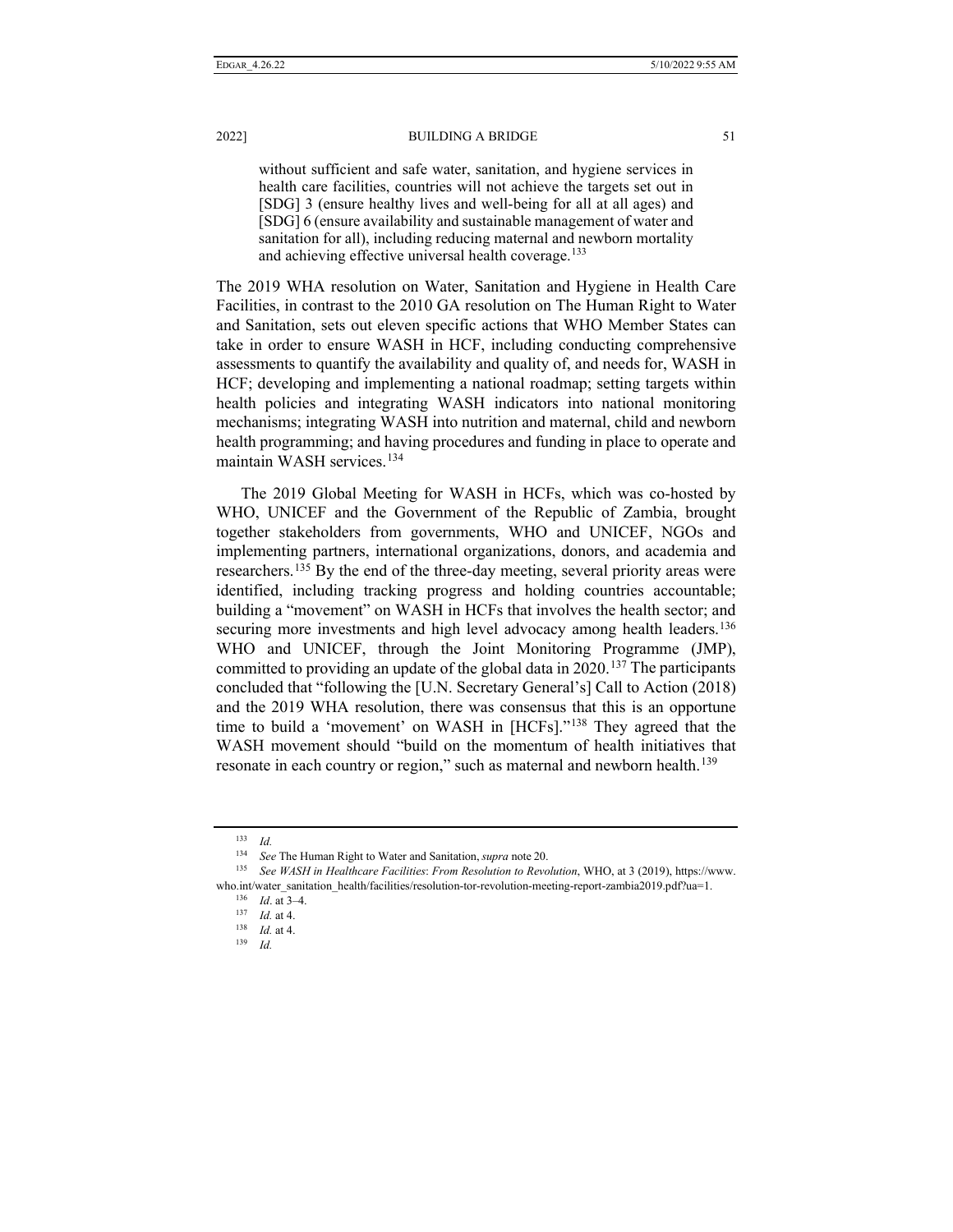> without sufficient and safe water, sanitation, and hygiene services in health care facilities, countries will not achieve the targets set out in [SDG] 3 (ensure healthy lives and well-being for all at all ages) and [SDG] 6 (ensure availability and sustainable management of water and sanitation for all), including reducing maternal and newborn mortality and achieving effective universal health coverage.[133]

The 2019 WHA resolution on Water, Sanitation and Hygiene in Health Care Facilities, in contrast to the 2010 GA resolution on The Human Right to Water and Sanitation, sets out eleven specific actions that WHO Member States can take in order to ensure WASH in HCF, including conducting comprehensive assessments to quantify the availability and quality of, and needs for, WASH in HCF; developing and implementing a national roadmap; setting targets within health policies and integrating WASH indicators into national monitoring mechanisms; integrating WASH into nutrition and maternal, child and newborn health programming; and having procedures and funding in place to operate and maintain WASH services.[134]

The 2019 Global Meeting for WASH in HCFs, which was co-hosted by WHO, UNICEF and the Government of the Republic of Zambia, brought together stakeholders from governments, WHO and UNICEF, NGOs and implementing partners, international organizations, donors, and academia and researchers.[135] By the end of the three-day meeting, several priority areas were identified, including tracking progress and holding countries accountable; building a "movement" on WASH in HCFs that involves the health sector; and securing more investments and high level advocacy among health leaders.[136] WHO and UNICEF, through the Joint Monitoring Programme (JMP), committed to providing an update of the global data in 2020.[137] The participants concluded that "following the [U.N. Secretary General's] Call to Action (2018) and the 2019 WHA resolution, there was consensus that this is an opportune time to build a 'movement' on WASH in [HCFs]."[138] They agreed that the WASH movement should "build on the momentum of health initiatives that resonate in each country or region," such as maternal and newborn health.[139]

---

[133] *Id.*

[134] *See* The Human Right to Water and Sanitation, *supra* note 20.

[135] *See WASH in Healthcare Facilities*: *From Resolution to Revolution*, WHO, at 3 (2019), https://www.who.int/water_sanitation_health/facilities/resolution-tor-revolution-meeting-report-zambia2019.pdf?ua=1.

[136] *Id*. at 3–4.

[137] *Id.* at 4.

[138] *Id.* at 4.

[139] *Id.*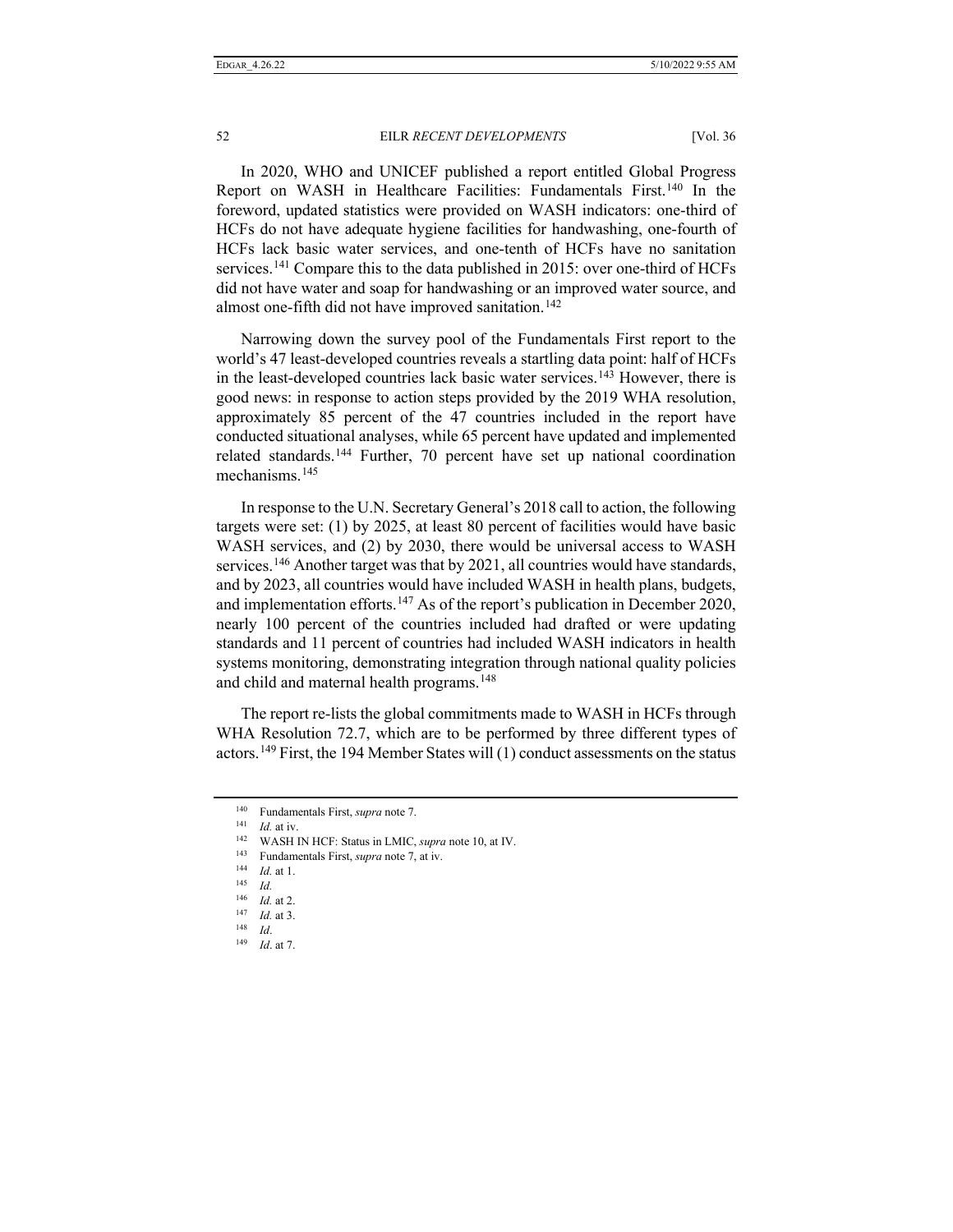In 2020, WHO and UNICEF published a report entitled Global Progress Report on WASH in Healthcare Facilities: Fundamentals First.[140] In the foreword, updated statistics were provided on WASH indicators: one-third of HCFs do not have adequate hygiene facilities for handwashing, one-fourth of HCFs lack basic water services, and one-tenth of HCFs have no sanitation services.[141] Compare this to the data published in 2015: over one-third of HCFs did not have water and soap for handwashing or an improved water source, and almost one-fifth did not have improved sanitation.[142]

Narrowing down the survey pool of the Fundamentals First report to the world's 47 least-developed countries reveals a startling data point: half of HCFs in the least-developed countries lack basic water services.[143] However, there is good news: in response to action steps provided by the 2019 WHA resolution, approximately 85 percent of the 47 countries included in the report have conducted situational analyses, while 65 percent have updated and implemented related standards.[144] Further, 70 percent have set up national coordination mechanisms.[145]

In response to the U.N. Secretary General's 2018 call to action, the following targets were set: (1) by 2025, at least 80 percent of facilities would have basic WASH services, and (2) by 2030, there would be universal access to WASH services.[146] Another target was that by 2021, all countries would have standards, and by 2023, all countries would have included WASH in health plans, budgets, and implementation efforts.[147] As of the report's publication in December 2020, nearly 100 percent of the countries included had drafted or were updating standards and 11 percent of countries had included WASH indicators in health systems monitoring, demonstrating integration through national quality policies and child and maternal health programs.[148]

The report re-lists the global commitments made to WASH in HCFs through WHA Resolution 72.7, which are to be performed by three different types of actors.[149] First, the 194 Member States will (1) conduct assessments on the status

---

[140] Fundamentals First, *supra* note 7.

[141] *Id.* at iv.

[142] WASH IN HCF: Status in LMIC, *supra* note 10, at IV.

[143] Fundamentals First, *supra* note 7, at iv.

[144] *Id.* at 1.

[145] *Id.*

[146] *Id.* at 2.

[147] *Id.* at 3.

[148] *Id*.

[149] *Id*. at 7.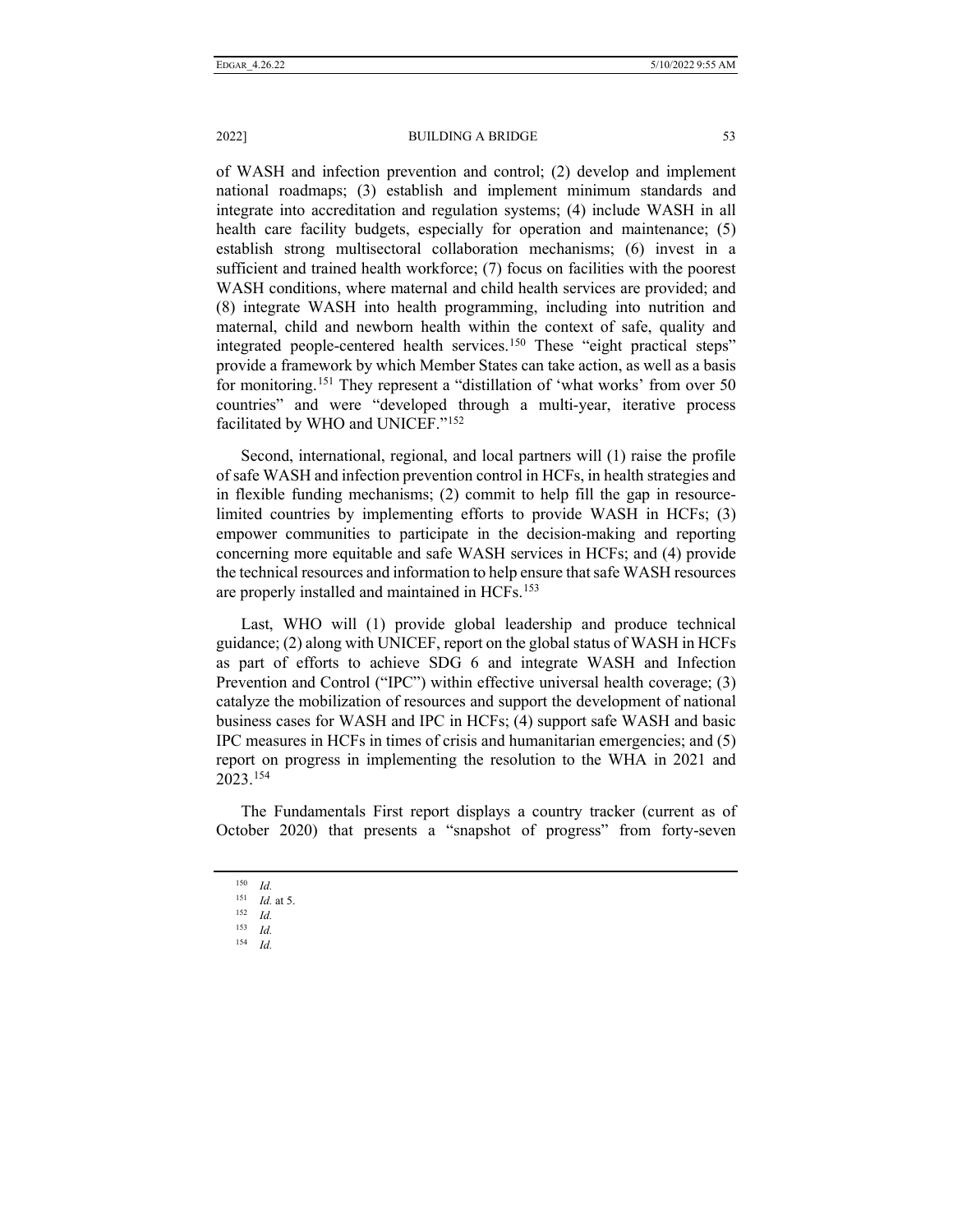of WASH and infection prevention and control; (2) develop and implement national roadmaps; (3) establish and implement minimum standards and integrate into accreditation and regulation systems; (4) include WASH in all health care facility budgets, especially for operation and maintenance; (5) establish strong multisectoral collaboration mechanisms; (6) invest in a sufficient and trained health workforce; (7) focus on facilities with the poorest WASH conditions, where maternal and child health services are provided; and (8) integrate WASH into health programming, including into nutrition and maternal, child and newborn health within the context of safe, quality and integrated people-centered health services.[150] These "eight practical steps" provide a framework by which Member States can take action, as well as a basis for monitoring.[151] They represent a "distillation of 'what works' from over 50 countries" and were "developed through a multi-year, iterative process facilitated by WHO and UNICEF."[152]

Second, international, regional, and local partners will (1) raise the profile of safe WASH and infection prevention control in HCFs, in health strategies and in flexible funding mechanisms; (2) commit to help fill the gap in resource-limited countries by implementing efforts to provide WASH in HCFs; (3) empower communities to participate in the decision-making and reporting concerning more equitable and safe WASH services in HCFs; and (4) provide the technical resources and information to help ensure that safe WASH resources are properly installed and maintained in HCFs.[153]

Last, WHO will (1) provide global leadership and produce technical guidance; (2) along with UNICEF, report on the global status of WASH in HCFs as part of efforts to achieve SDG 6 and integrate WASH and Infection Prevention and Control ("IPC") within effective universal health coverage; (3) catalyze the mobilization of resources and support the development of national business cases for WASH and IPC in HCFs; (4) support safe WASH and basic IPC measures in HCFs in times of crisis and humanitarian emergencies; and (5) report on progress in implementing the resolution to the WHA in 2021 and 2023.[154]

The Fundamentals First report displays a country tracker (current as of October 2020) that presents a "snapshot of progress" from forty-seven

---

[150] *Id.*

[151] *Id.* at 5.

[152] *Id.*

[153] *Id.*

[154] *Id.*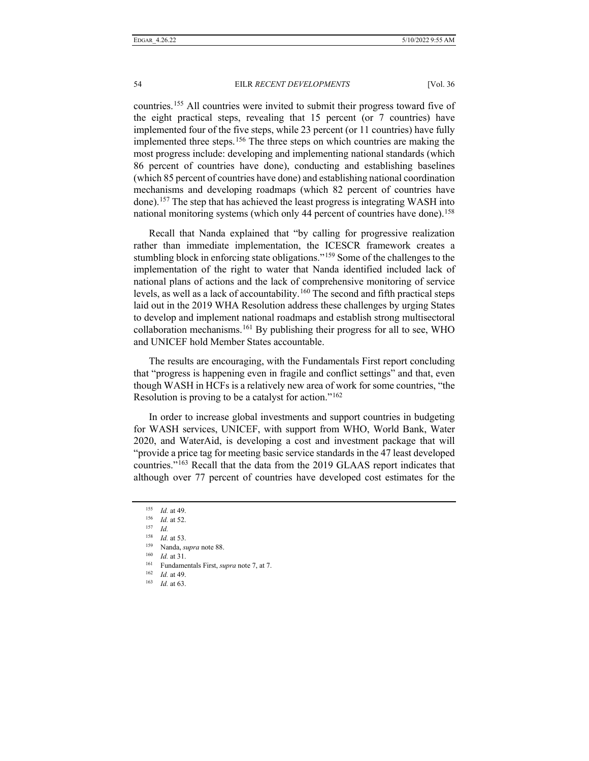countries.[155] All countries were invited to submit their progress toward five of the eight practical steps, revealing that 15 percent (or 7 countries) have implemented four of the five steps, while 23 percent (or 11 countries) have fully implemented three steps.[156] The three steps on which countries are making the most progress include: developing and implementing national standards (which 86 percent of countries have done), conducting and establishing baselines (which 85 percent of countries have done) and establishing national coordination mechanisms and developing roadmaps (which 82 percent of countries have done).[157] The step that has achieved the least progress is integrating WASH into national monitoring systems (which only 44 percent of countries have done).[158]

Recall that Nanda explained that "by calling for progressive realization rather than immediate implementation, the ICESCR framework creates a stumbling block in enforcing state obligations."[159] Some of the challenges to the implementation of the right to water that Nanda identified included lack of national plans of actions and the lack of comprehensive monitoring of service levels, as well as a lack of accountability.[160] The second and fifth practical steps laid out in the 2019 WHA Resolution address these challenges by urging States to develop and implement national roadmaps and establish strong multisectoral collaboration mechanisms.[161] By publishing their progress for all to see, WHO and UNICEF hold Member States accountable.

The results are encouraging, with the Fundamentals First report concluding that "progress is happening even in fragile and conflict settings" and that, even though WASH in HCFs is a relatively new area of work for some countries, "the Resolution is proving to be a catalyst for action."[162]

In order to increase global investments and support countries in budgeting for WASH services, UNICEF, with support from WHO, World Bank, Water 2020, and WaterAid, is developing a cost and investment package that will "provide a price tag for meeting basic service standards in the 47 least developed countries."[163] Recall that the data from the 2019 GLAAS report indicates that although over 77 percent of countries have developed cost estimates for the

---

[155] *Id.* at 49.

[156] *Id.* at 52.

[157] *Id.*

[158] *Id.* at 53.

[159] Nanda, *supra* note 88.

[160] *Id.* at 31.

[161] Fundamentals First, *supra* note 7, at 7.

[162] *Id.* at 49.

[163] *Id.* at 63.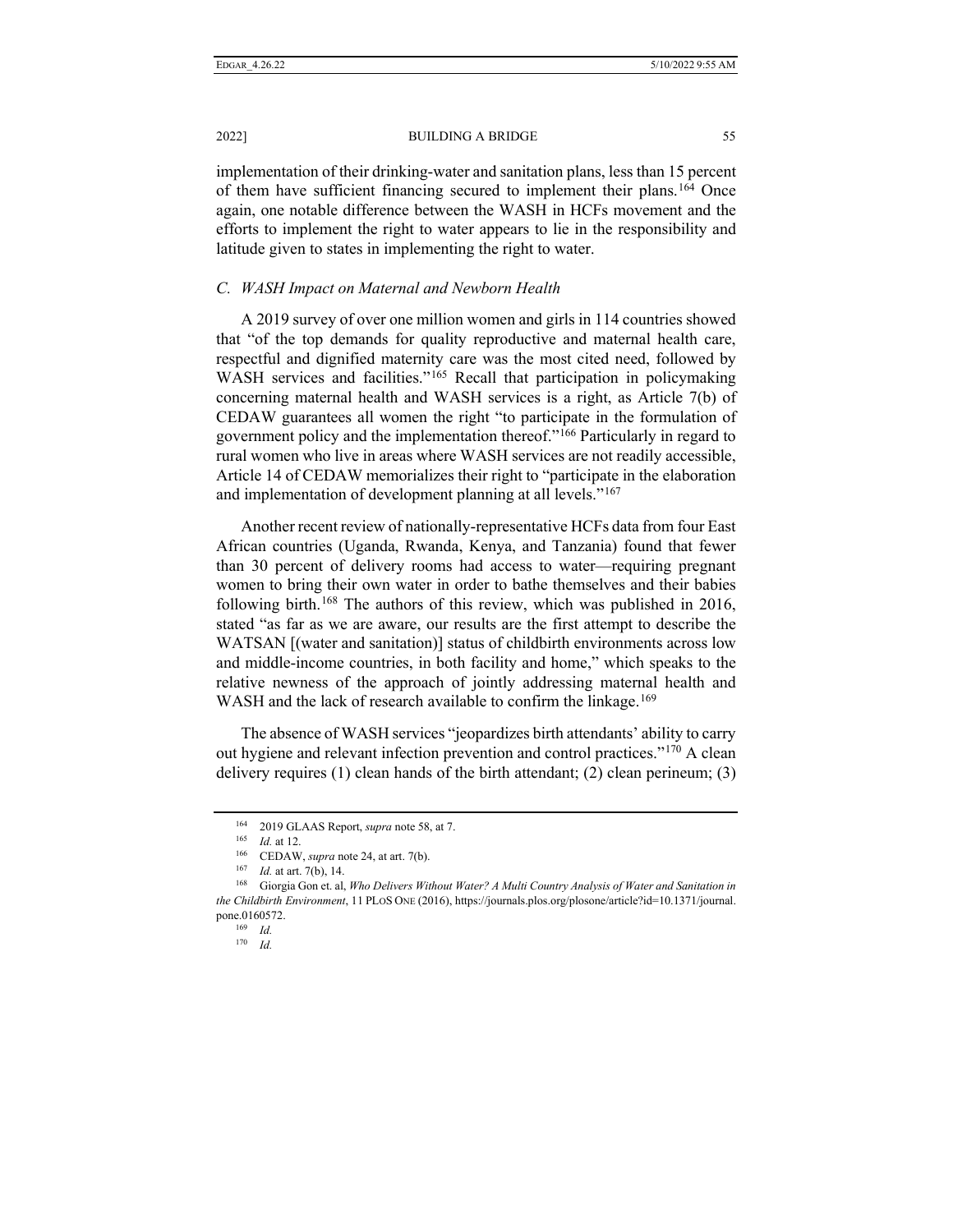implementation of their drinking-water and sanitation plans, less than 15 percent of them have sufficient financing secured to implement their plans.[164] Once again, one notable difference between the WASH in HCFs movement and the efforts to implement the right to water appears to lie in the responsibility and latitude given to states in implementing the right to water.

### *C. WASH Impact on Maternal and Newborn Health*

A 2019 survey of over one million women and girls in 114 countries showed that "of the top demands for quality reproductive and maternal health care, respectful and dignified maternity care was the most cited need, followed by WASH services and facilities."[165] Recall that participation in policymaking concerning maternal health and WASH services is a right, as Article 7(b) of CEDAW guarantees all women the right "to participate in the formulation of government policy and the implementation thereof."[166] Particularly in regard to rural women who live in areas where WASH services are not readily accessible, Article 14 of CEDAW memorializes their right to "participate in the elaboration and implementation of development planning at all levels."[167]

Another recent review of nationally-representative HCFs data from four East African countries (Uganda, Rwanda, Kenya, and Tanzania) found that fewer than 30 percent of delivery rooms had access to water—requiring pregnant women to bring their own water in order to bathe themselves and their babies following birth.[168] The authors of this review, which was published in 2016, stated "as far as we are aware, our results are the first attempt to describe the WATSAN [(water and sanitation)] status of childbirth environments across low and middle-income countries, in both facility and home," which speaks to the relative newness of the approach of jointly addressing maternal health and WASH and the lack of research available to confirm the linkage.[169]

The absence of WASH services "jeopardizes birth attendants' ability to carry out hygiene and relevant infection prevention and control practices."[170] A clean delivery requires (1) clean hands of the birth attendant; (2) clean perineum; (3)

---

[164] 2019 GLAAS Report, *supra* note 58, at 7.

[165] *Id.* at 12.

[166] CEDAW, *supra* note 24, at art. 7(b).

[167] *Id.* at art. 7(b), 14.

[168] Giorgia Gon et. al, *Who Delivers Without Water? A Multi Country Analysis of Water and Sanitation in the Childbirth Environment*, 11 PLOS ONE (2016), https://journals.plos.org/plosone/article?id=10.1371/journal.pone.0160572.

[169] *Id.*

[170] *Id.*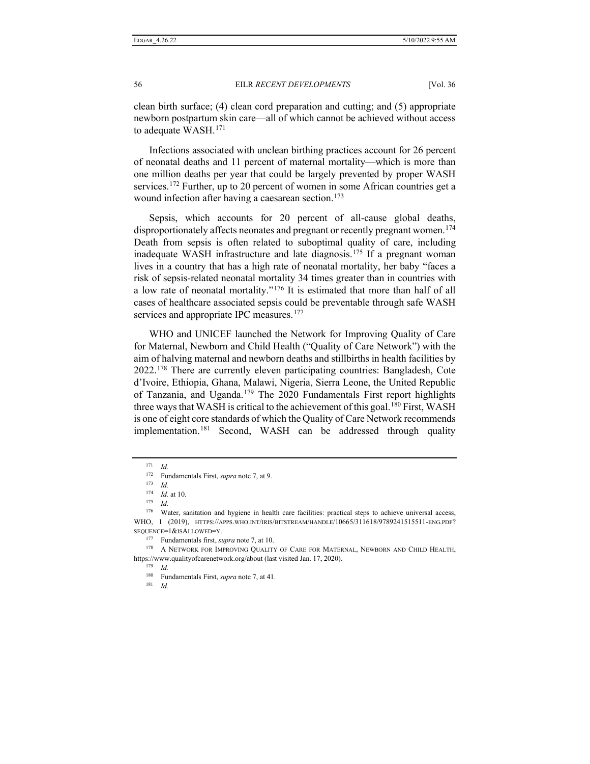clean birth surface; (4) clean cord preparation and cutting; and (5) appropriate newborn postpartum skin care—all of which cannot be achieved without access to adequate WASH.[171]

Infections associated with unclean birthing practices account for 26 percent of neonatal deaths and 11 percent of maternal mortality—which is more than one million deaths per year that could be largely prevented by proper WASH services.[172] Further, up to 20 percent of women in some African countries get a wound infection after having a caesarean section.[173]

Sepsis, which accounts for 20 percent of all-cause global deaths, disproportionately affects neonates and pregnant or recently pregnant women.[174] Death from sepsis is often related to suboptimal quality of care, including inadequate WASH infrastructure and late diagnosis.[175] If a pregnant woman lives in a country that has a high rate of neonatal mortality, her baby "faces a risk of sepsis-related neonatal mortality 34 times greater than in countries with a low rate of neonatal mortality."[176] It is estimated that more than half of all cases of healthcare associated sepsis could be preventable through safe WASH services and appropriate IPC measures.[177]

WHO and UNICEF launched the Network for Improving Quality of Care for Maternal, Newborn and Child Health ("Quality of Care Network") with the aim of halving maternal and newborn deaths and stillbirths in health facilities by 2022.[178] There are currently eleven participating countries: Bangladesh, Cote d'Ivoire, Ethiopia, Ghana, Malawi, Nigeria, Sierra Leone, the United Republic of Tanzania, and Uganda.[179] The 2020 Fundamentals First report highlights three ways that WASH is critical to the achievement of this goal.[180] First, WASH is one of eight core standards of which the Quality of Care Network recommends implementation.[181] Second, WASH can be addressed through quality

---

[171] *Id.*

[172] Fundamentals First, *supra* note 7, at 9.

[173] *Id.*

[174] *Id.* at 10.

[175] *Id.*

[176] Water, sanitation and hygiene in health care facilities: practical steps to achieve universal access, WHO, 1 (2019), HTTPS://APPS.WHO.INT/IRIS/BITSTREAM/HANDLE/10665/311618/9789241515511-ENG.PDF?SEQUENCE=1&ISALLOWED=Y.

[177] Fundamentals first, *supra* note 7, at 10.

[178] A NETWORK FOR IMPROVING QUALITY OF CARE FOR MATERNAL, NEWBORN AND CHILD HEALTH, https://www.qualityofcarenetwork.org/about (last visited Jan. 17, 2020).

[179] *Id.*

[180] Fundamentals First, *supra* note 7, at 41.

[181] *Id.*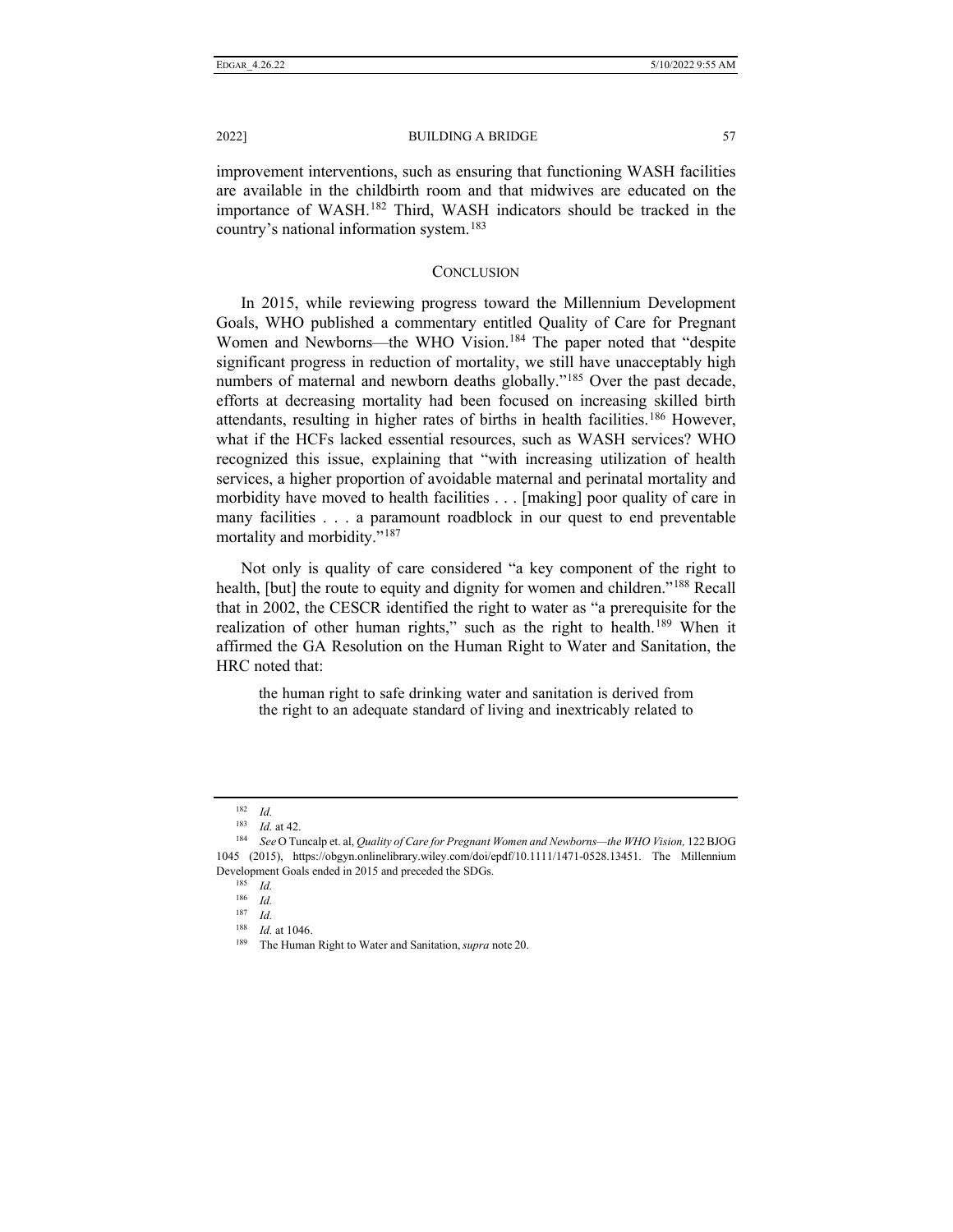improvement interventions, such as ensuring that functioning WASH facilities are available in the childbirth room and that midwives are educated on the importance of WASH.[182] Third, WASH indicators should be tracked in the country's national information system.[183]

## CONCLUSION

In 2015, while reviewing progress toward the Millennium Development Goals, WHO published a commentary entitled Quality of Care for Pregnant Women and Newborns—the WHO Vision.[184] The paper noted that "despite significant progress in reduction of mortality, we still have unacceptably high numbers of maternal and newborn deaths globally."[185] Over the past decade, efforts at decreasing mortality had been focused on increasing skilled birth attendants, resulting in higher rates of births in health facilities.[186] However, what if the HCFs lacked essential resources, such as WASH services? WHO recognized this issue, explaining that "with increasing utilization of health services, a higher proportion of avoidable maternal and perinatal mortality and morbidity have moved to health facilities . . . [making] poor quality of care in many facilities . . . a paramount roadblock in our quest to end preventable mortality and morbidity."[187]

Not only is quality of care considered "a key component of the right to health, [but] the route to equity and dignity for women and children."[188] Recall that in 2002, the CESCR identified the right to water as "a prerequisite for the realization of other human rights," such as the right to health.[189] When it affirmed the GA Resolution on the Human Right to Water and Sanitation, the HRC noted that:

> the human right to safe drinking water and sanitation is derived from the right to an adequate standard of living and inextricably related to

---

[182] *Id.*

[183] *Id.* at 42.

[184] *See* O Tuncalp et. al, *Quality of Care for Pregnant Women and Newborns—the WHO Vision,* 122 BJOG 1045 (2015), https://obgyn.onlinelibrary.wiley.com/doi/epdf/10.1111/1471-0528.13451. The Millennium Development Goals ended in 2015 and preceded the SDGs.

[185] *Id.*

[186] *Id.*

[187] *Id.*

[188] *Id.* at 1046.

[189] The Human Right to Water and Sanitation, *supra* note 20.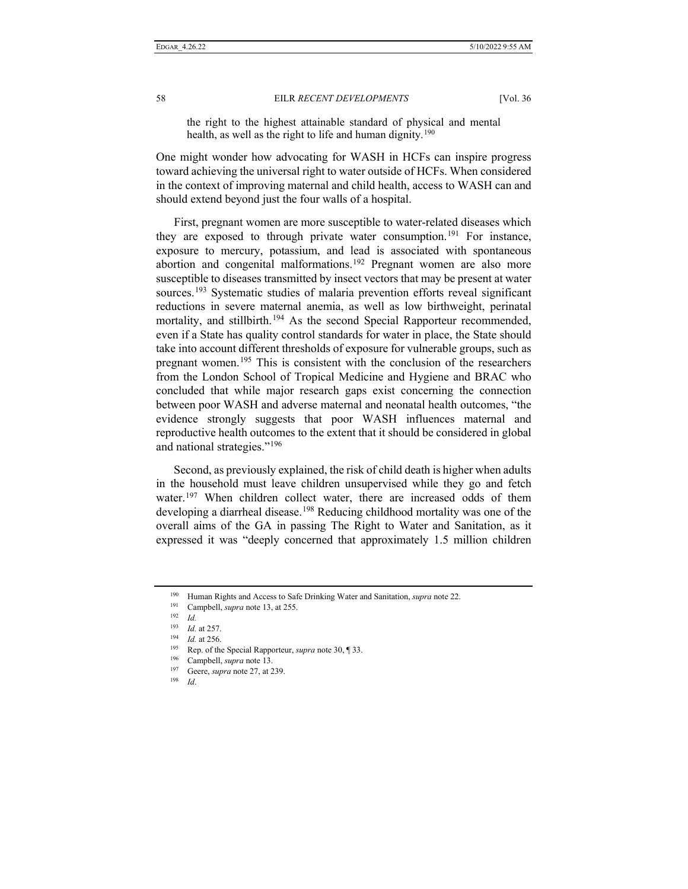the right to the highest attainable standard of physical and mental health, as well as the right to life and human dignity.[190]

One might wonder how advocating for WASH in HCFs can inspire progress toward achieving the universal right to water outside of HCFs. When considered in the context of improving maternal and child health, access to WASH can and should extend beyond just the four walls of a hospital.

First, pregnant women are more susceptible to water-related diseases which they are exposed to through private water consumption.[191] For instance, exposure to mercury, potassium, and lead is associated with spontaneous abortion and congenital malformations.[192] Pregnant women are also more susceptible to diseases transmitted by insect vectors that may be present at water sources.[193] Systematic studies of malaria prevention efforts reveal significant reductions in severe maternal anemia, as well as low birthweight, perinatal mortality, and stillbirth.[194] As the second Special Rapporteur recommended, even if a State has quality control standards for water in place, the State should take into account different thresholds of exposure for vulnerable groups, such as pregnant women.[195] This is consistent with the conclusion of the researchers from the London School of Tropical Medicine and Hygiene and BRAC who concluded that while major research gaps exist concerning the connection between poor WASH and adverse maternal and neonatal health outcomes, "the evidence strongly suggests that poor WASH influences maternal and reproductive health outcomes to the extent that it should be considered in global and national strategies."[196]

Second, as previously explained, the risk of child death is higher when adults in the household must leave children unsupervised while they go and fetch water.[197] When children collect water, there are increased odds of them developing a diarrheal disease.[198] Reducing childhood mortality was one of the overall aims of the GA in passing The Right to Water and Sanitation, as it expressed it was "deeply concerned that approximately 1.5 million children

---

[190] Human Rights and Access to Safe Drinking Water and Sanitation, *supra* note 22.

[191] Campbell, *supra* note 13, at 255.

[192] *Id.*

[193] *Id.* at 257.

[194] *Id.* at 256.

[195] Rep. of the Special Rapporteur, *supra* note 30, ¶ 33.

[196] Campbell, *supra* note 13.

[197] Geere, *supra* note 27, at 239.

[198] *Id*.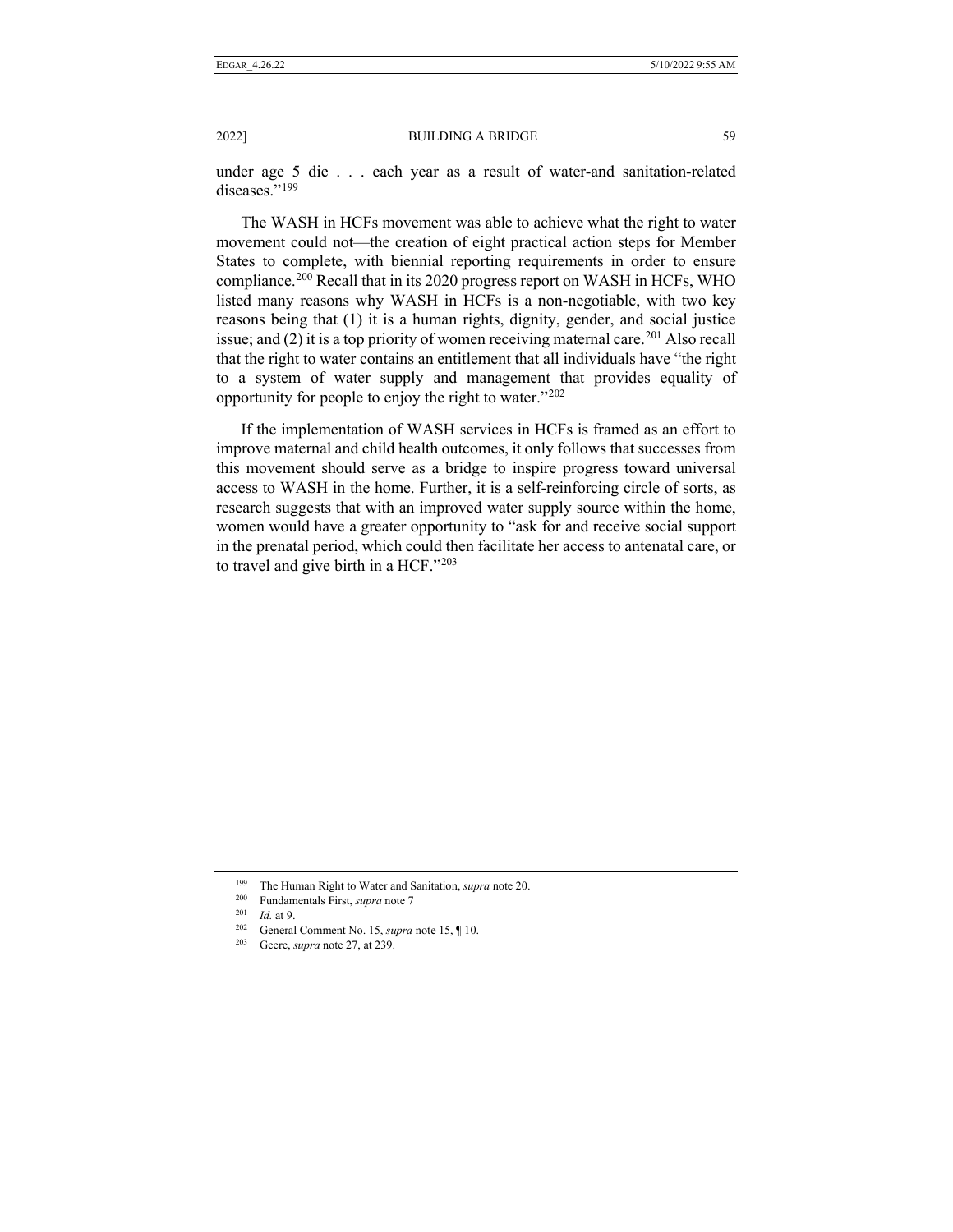under age 5 die . . . each year as a result of water-and sanitation-related diseases."[199]

The WASH in HCFs movement was able to achieve what the right to water movement could not—the creation of eight practical action steps for Member States to complete, with biennial reporting requirements in order to ensure compliance.[200] Recall that in its 2020 progress report on WASH in HCFs, WHO listed many reasons why WASH in HCFs is a non-negotiable, with two key reasons being that (1) it is a human rights, dignity, gender, and social justice issue; and (2) it is a top priority of women receiving maternal care.[201] Also recall that the right to water contains an entitlement that all individuals have "the right to a system of water supply and management that provides equality of opportunity for people to enjoy the right to water."[202]

If the implementation of WASH services in HCFs is framed as an effort to improve maternal and child health outcomes, it only follows that successes from this movement should serve as a bridge to inspire progress toward universal access to WASH in the home. Further, it is a self-reinforcing circle of sorts, as research suggests that with an improved water supply source within the home, women would have a greater opportunity to "ask for and receive social support in the prenatal period, which could then facilitate her access to antenatal care, or to travel and give birth in a HCF."[203]

---

[199] The Human Right to Water and Sanitation, *supra* note 20.

[200] Fundamentals First, *supra* note 7

[201] *Id.* at 9.

[202] General Comment No. 15, *supra* note 15, ¶ 10.

[203] Geere, *supra* note 27, at 239.